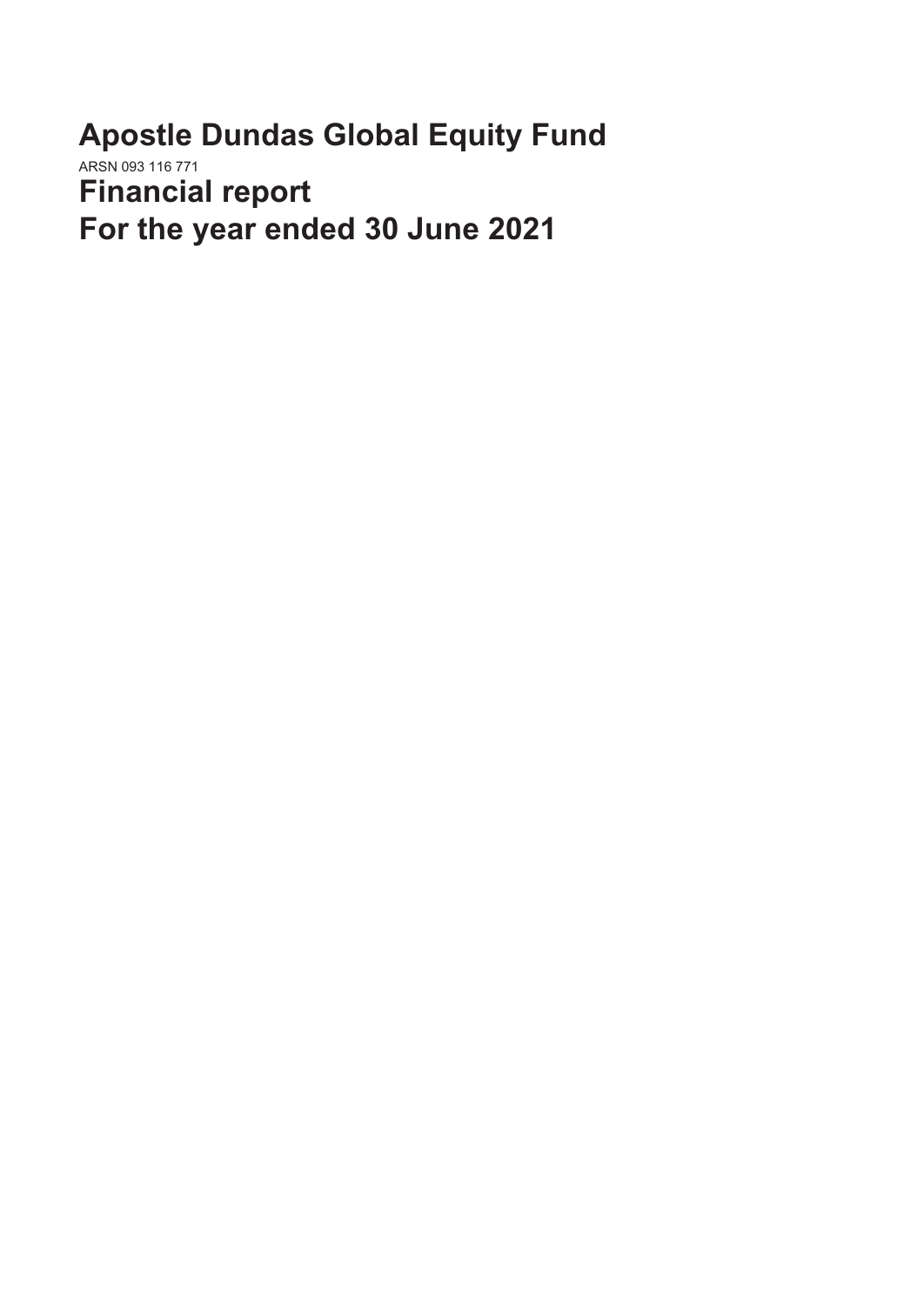# Apostle Dundas Global Equity Fund

ARSN 093 116 771

# Financial report

# For the year ended 30 June 2021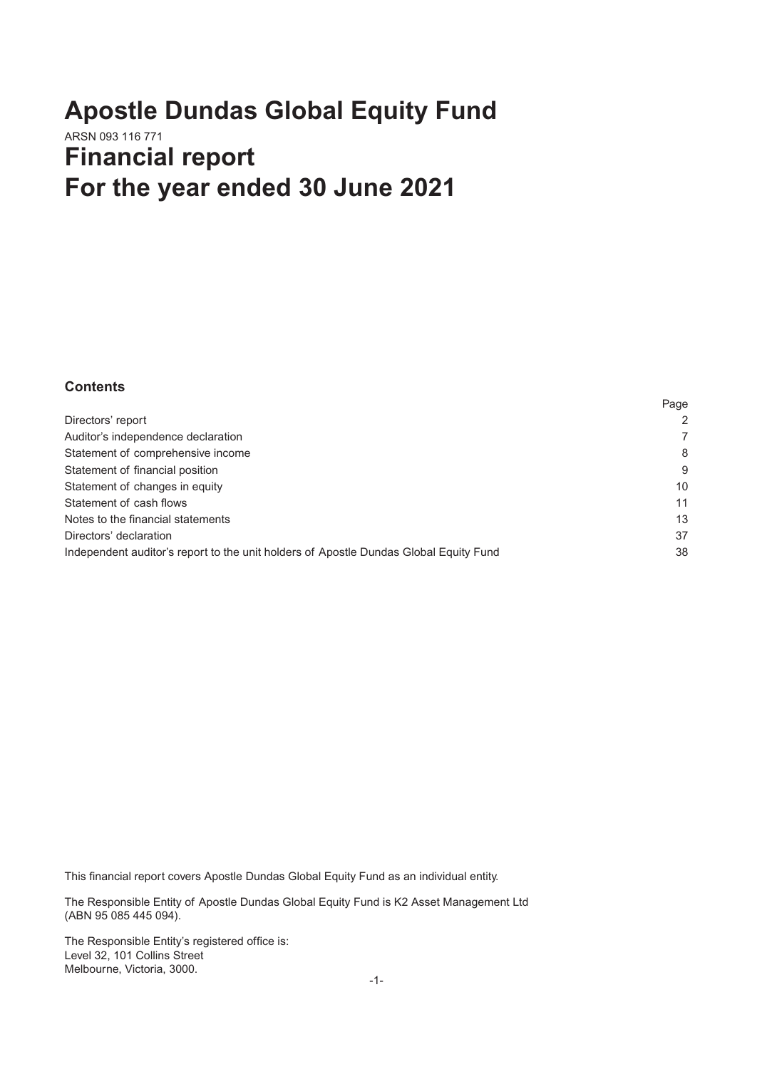# Apostle Dundas Global Equity Fund

ARSN 093 116 771

# Financial report

# For the year ended 30 June 2021

## Contents

| | Page |
|---|---|
| Directors' report | 2 |
| Auditor's independence declaration | 7 |
| Statement of comprehensive income | 8 |
| Statement of financial position | 9 |
| Statement of changes in equity | 10 |
| Statement of cash flows | 11 |
| Notes to the financial statements | 13 |
| Directors' declaration | 37 |
| Independent auditor's report to the unit holders of Apostle Dundas Global Equity Fund | 38 |

This financial report covers Apostle Dundas Global Equity Fund as an individual entity.

The Responsible Entity of Apostle Dundas Global Equity Fund is K2 Asset Management Ltd (ABN 95 085 445 094).

The Responsible Entity's registered office is:
Level 32, 101 Collins Street
Melbourne, Victoria, 3000.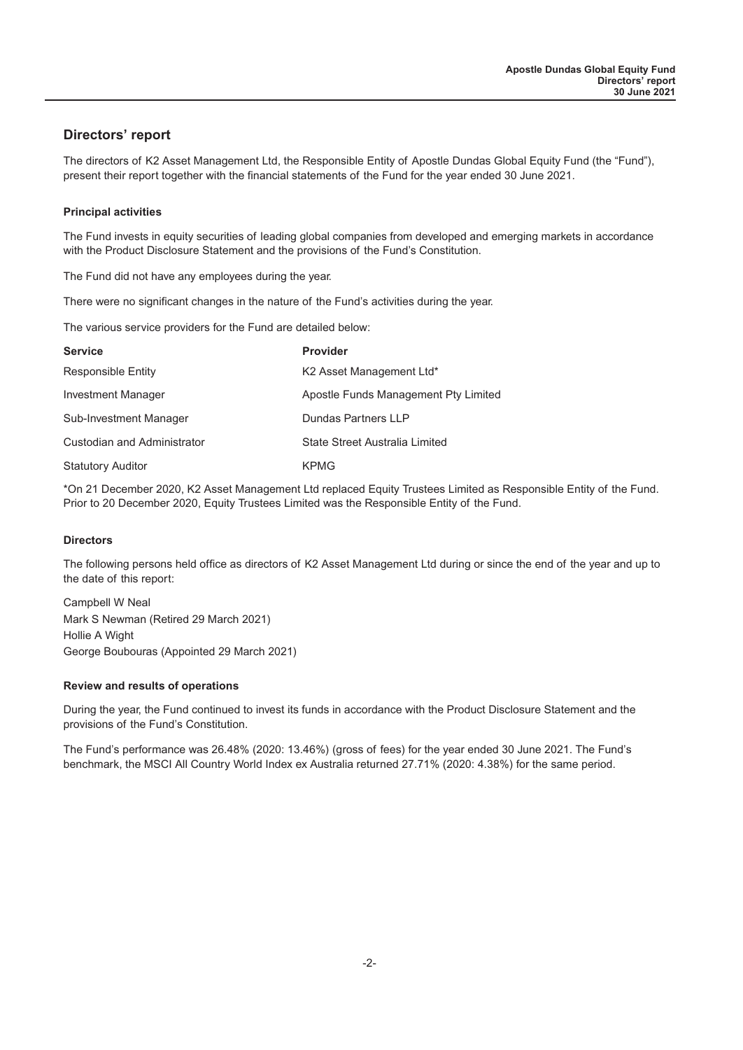## Directors' report

The directors of K2 Asset Management Ltd, the Responsible Entity of Apostle Dundas Global Equity Fund (the "Fund"), present their report together with the financial statements of the Fund for the year ended 30 June 2021.

### Principal activities

The Fund invests in equity securities of leading global companies from developed and emerging markets in accordance with the Product Disclosure Statement and the provisions of the Fund's Constitution.

The Fund did not have any employees during the year.

There were no significant changes in the nature of the Fund's activities during the year.

The various service providers for the Fund are detailed below:

| Service | Provider |
|---|---|
| Responsible Entity | K2 Asset Management Ltd* |
| Investment Manager | Apostle Funds Management Pty Limited |
| Sub-Investment Manager | Dundas Partners LLP |
| Custodian and Administrator | State Street Australia Limited |
| Statutory Auditor | KPMG |

*On 21 December 2020, K2 Asset Management Ltd replaced Equity Trustees Limited as Responsible Entity of the Fund. Prior to 20 December 2020, Equity Trustees Limited was the Responsible Entity of the Fund.

### Directors

The following persons held office as directors of K2 Asset Management Ltd during or since the end of the year and up to the date of this report:

Campbell W Neal
Mark S Newman (Retired 29 March 2021)
Hollie A Wight
George Boubouras (Appointed 29 March 2021)

### Review and results of operations

During the year, the Fund continued to invest its funds in accordance with the Product Disclosure Statement and the provisions of the Fund's Constitution.

The Fund's performance was 26.48% (2020: 13.46%) (gross of fees) for the year ended 30 June 2021. The Fund's benchmark, the MSCI All Country World Index ex Australia returned 27.71% (2020: 4.38%) for the same period.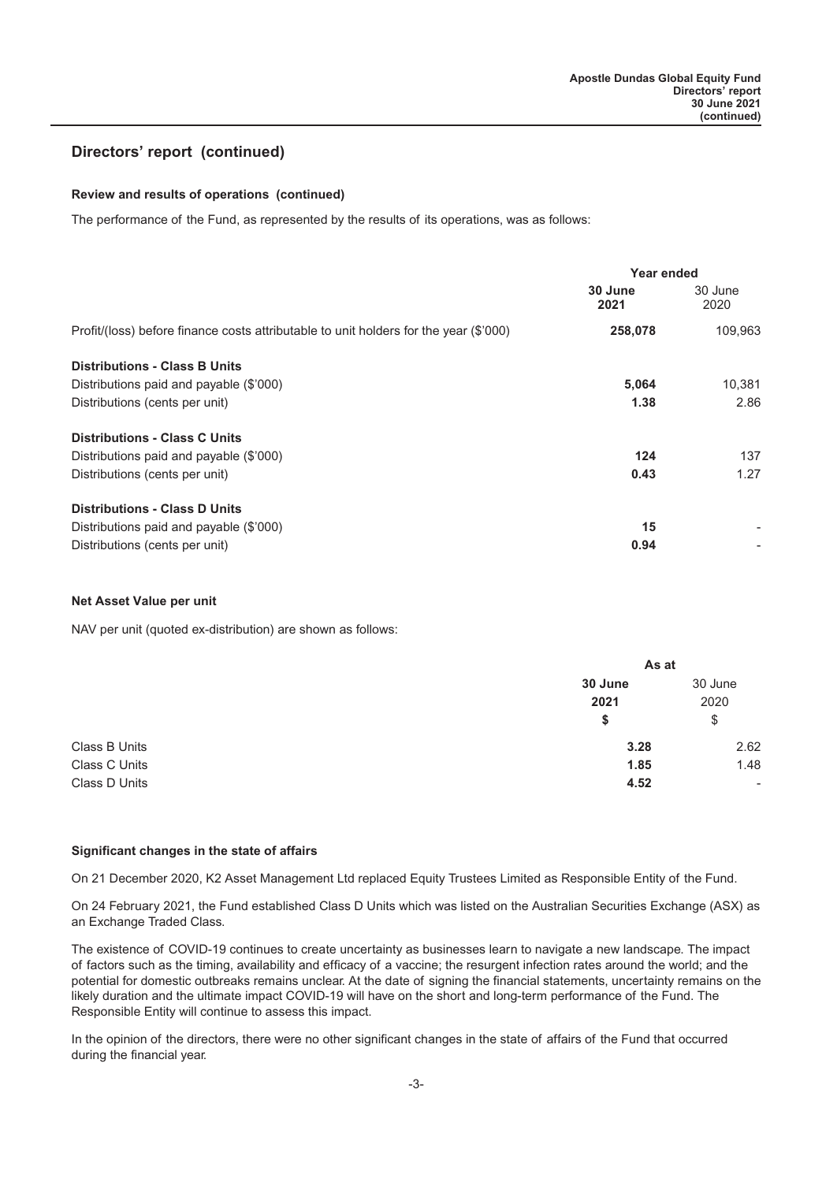## Directors' report (continued)

### Review and results of operations (continued)

The performance of the Fund, as represented by the results of its operations, was as follows:

| | Year ended | |
|---|---|---|
| | **30 June 2021** | 30 June 2020 |
| Profit/(loss) before finance costs attributable to unit holders for the year ($'000) | **258,078** | 109,963 |
| **Distributions - Class B Units** | | |
| Distributions paid and payable ($'000) | **5,064** | 10,381 |
| Distributions (cents per unit) | **1.38** | 2.86 |
| **Distributions - Class C Units** | | |
| Distributions paid and payable ($'000) | **124** | 137 |
| Distributions (cents per unit) | **0.43** | 1.27 |
| **Distributions - Class D Units** | | |
| Distributions paid and payable ($'000) | **15** | - |
| Distributions (cents per unit) | **0.94** | - |

### Net Asset Value per unit

NAV per unit (quoted ex-distribution) are shown as follows:

| | As at | |
|---|---|---|
| | **30 June 2021** | 30 June 2020 |
| | **$** | $ |
| Class B Units | **3.28** | 2.62 |
| Class C Units | **1.85** | 1.48 |
| Class D Units | **4.52** | - |

### Significant changes in the state of affairs

On 21 December 2020, K2 Asset Management Ltd replaced Equity Trustees Limited as Responsible Entity of the Fund.

On 24 February 2021, the Fund established Class D Units which was listed on the Australian Securities Exchange (ASX) as an Exchange Traded Class.

The existence of COVID-19 continues to create uncertainty as businesses learn to navigate a new landscape. The impact of factors such as the timing, availability and efficacy of a vaccine; the resurgent infection rates around the world; and the potential for domestic outbreaks remains unclear. At the date of signing the financial statements, uncertainty remains on the likely duration and the ultimate impact COVID-19 will have on the short and long-term performance of the Fund. The Responsible Entity will continue to assess this impact.

In the opinion of the directors, there were no other significant changes in the state of affairs of the Fund that occurred during the financial year.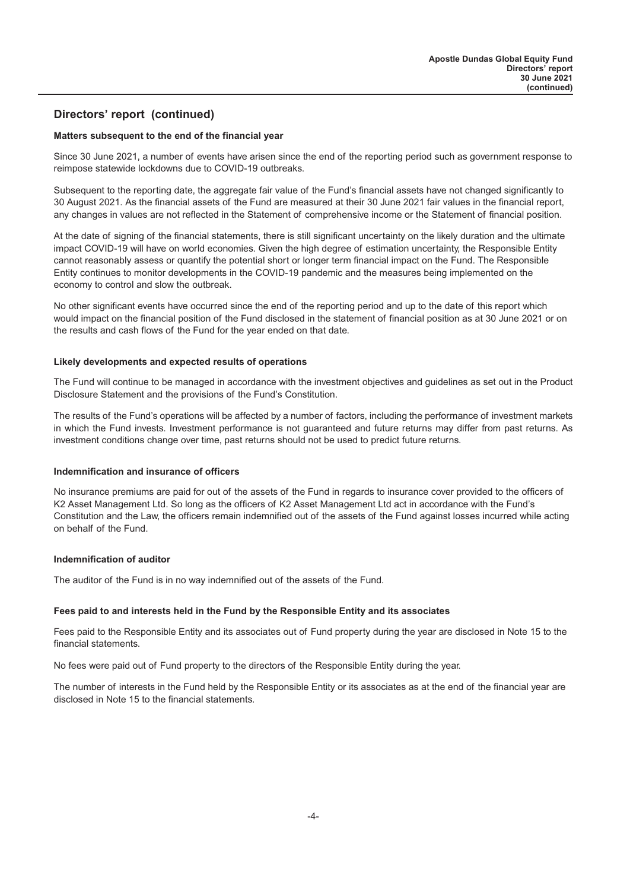## Directors' report (continued)

### Matters subsequent to the end of the financial year

Since 30 June 2021, a number of events have arisen since the end of the reporting period such as government response to reimpose statewide lockdowns due to COVID-19 outbreaks.

Subsequent to the reporting date, the aggregate fair value of the Fund's financial assets have not changed significantly to 30 August 2021. As the financial assets of the Fund are measured at their 30 June 2021 fair values in the financial report, any changes in values are not reflected in the Statement of comprehensive income or the Statement of financial position.

At the date of signing of the financial statements, there is still significant uncertainty on the likely duration and the ultimate impact COVID-19 will have on world economies. Given the high degree of estimation uncertainty, the Responsible Entity cannot reasonably assess or quantify the potential short or longer term financial impact on the Fund. The Responsible Entity continues to monitor developments in the COVID-19 pandemic and the measures being implemented on the economy to control and slow the outbreak.

No other significant events have occurred since the end of the reporting period and up to the date of this report which would impact on the financial position of the Fund disclosed in the statement of financial position as at 30 June 2021 or on the results and cash flows of the Fund for the year ended on that date.

### Likely developments and expected results of operations

The Fund will continue to be managed in accordance with the investment objectives and guidelines as set out in the Product Disclosure Statement and the provisions of the Fund's Constitution.

The results of the Fund's operations will be affected by a number of factors, including the performance of investment markets in which the Fund invests. Investment performance is not guaranteed and future returns may differ from past returns. As investment conditions change over time, past returns should not be used to predict future returns.

### Indemnification and insurance of officers

No insurance premiums are paid for out of the assets of the Fund in regards to insurance cover provided to the officers of K2 Asset Management Ltd. So long as the officers of K2 Asset Management Ltd act in accordance with the Fund's Constitution and the Law, the officers remain indemnified out of the assets of the Fund against losses incurred while acting on behalf of the Fund.

### Indemnification of auditor

The auditor of the Fund is in no way indemnified out of the assets of the Fund.

### Fees paid to and interests held in the Fund by the Responsible Entity and its associates

Fees paid to the Responsible Entity and its associates out of Fund property during the year are disclosed in Note 15 to the financial statements.

No fees were paid out of Fund property to the directors of the Responsible Entity during the year.

The number of interests in the Fund held by the Responsible Entity or its associates as at the end of the financial year are disclosed in Note 15 to the financial statements.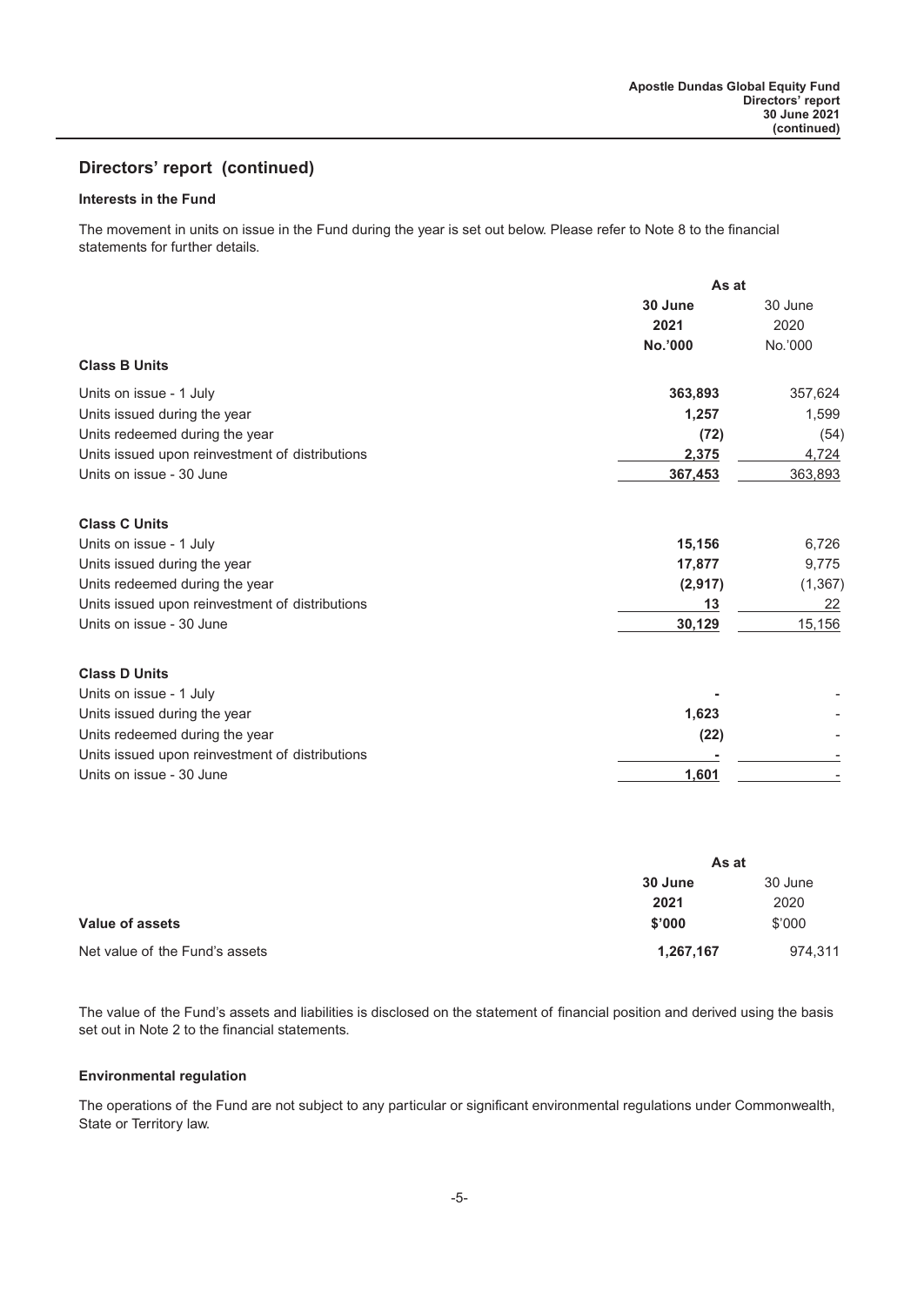## Directors' report (continued)

### Interests in the Fund

The movement in units on issue in the Fund during the year is set out below. Please refer to Note 8 to the financial statements for further details.

| | As at | |
|---|---|---|
| | **30 June 2021 No.'000** | 30 June 2020 No.'000 |
| **Class B Units** | | |
| Units on issue - 1 July | **363,893** | 357,624 |
| Units issued during the year | **1,257** | 1,599 |
| Units redeemed during the year | **(72)** | (54) |
| Units issued upon reinvestment of distributions | **2,375** | 4,724 |
| Units on issue - 30 June | **367,453** | 363,893 |
| **Class C Units** | | |
| Units on issue - 1 July | **15,156** | 6,726 |
| Units issued during the year | **17,877** | 9,775 |
| Units redeemed during the year | **(2,917)** | (1,367) |
| Units issued upon reinvestment of distributions | **13** | 22 |
| Units on issue - 30 June | **30,129** | 15,156 |
| **Class D Units** | | |
| Units on issue - 1 July | **-** | - |
| Units issued during the year | **1,623** | - |
| Units redeemed during the year | **(22)** | - |
| Units issued upon reinvestment of distributions | **-** | - |
| Units on issue - 30 June | **1,601** | - |

| | As at | |
|---|---|---|
| **Value of assets** | **30 June 2021 $'000** | 30 June 2020 $'000 |
| Net value of the Fund's assets | **1,267,167** | 974,311 |

The value of the Fund's assets and liabilities is disclosed on the statement of financial position and derived using the basis set out in Note 2 to the financial statements.

### Environmental regulation

The operations of the Fund are not subject to any particular or significant environmental regulations under Commonwealth, State or Territory law.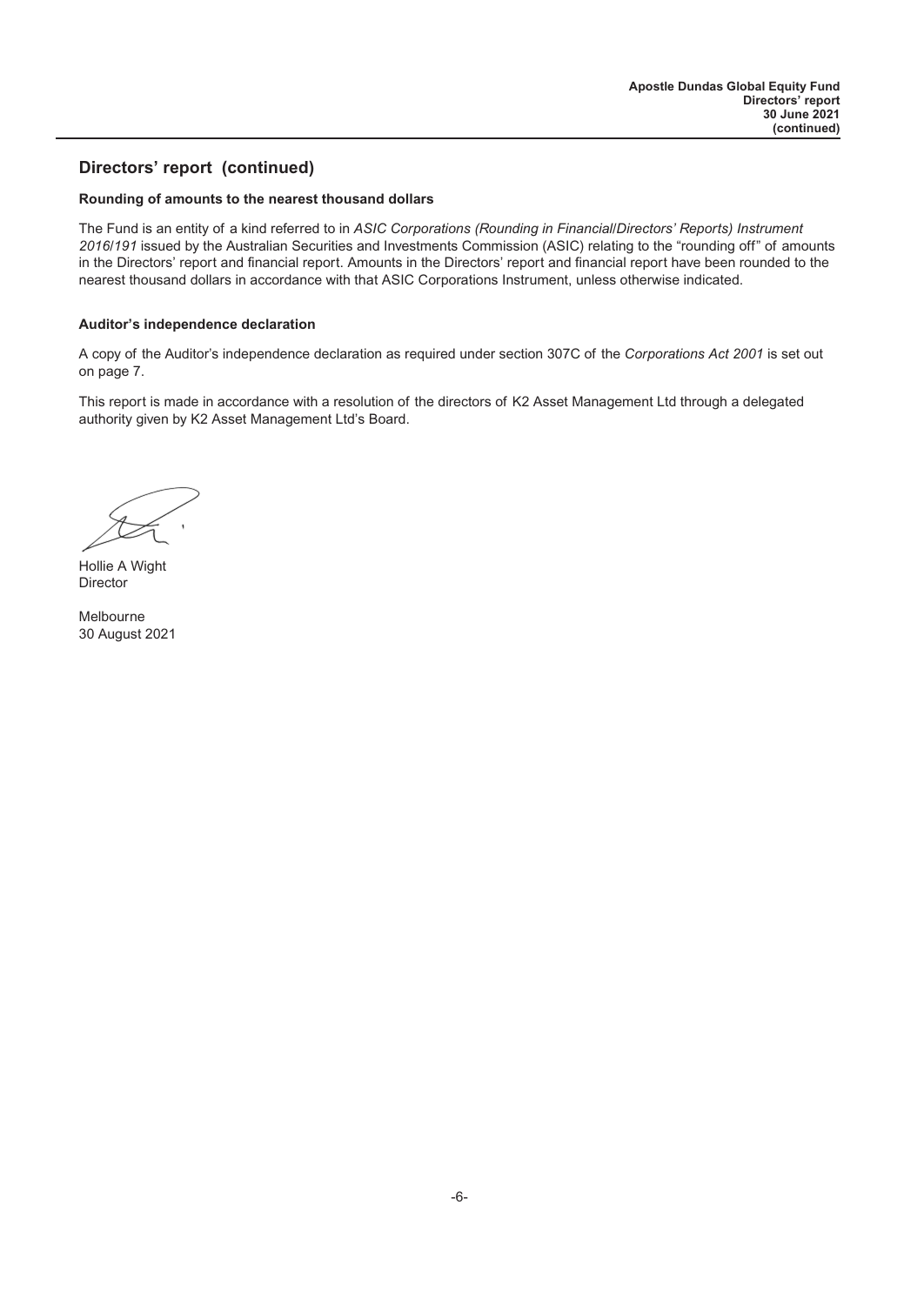## Directors' report (continued)

### Rounding of amounts to the nearest thousand dollars

The Fund is an entity of a kind referred to in *ASIC Corporations (Rounding in Financial/Directors' Reports) Instrument 2016/191* issued by the Australian Securities and Investments Commission (ASIC) relating to the "rounding off" of amounts in the Directors' report and financial report. Amounts in the Directors' report and financial report have been rounded to the nearest thousand dollars in accordance with that ASIC Corporations Instrument, unless otherwise indicated.

### Auditor's independence declaration

A copy of the Auditor's independence declaration as required under section 307C of the *Corporations Act 2001* is set out on page 7.

This report is made in accordance with a resolution of the directors of K2 Asset Management Ltd through a delegated authority given by K2 Asset Management Ltd's Board.

Hollie A Wight
Director

Melbourne
30 August 2021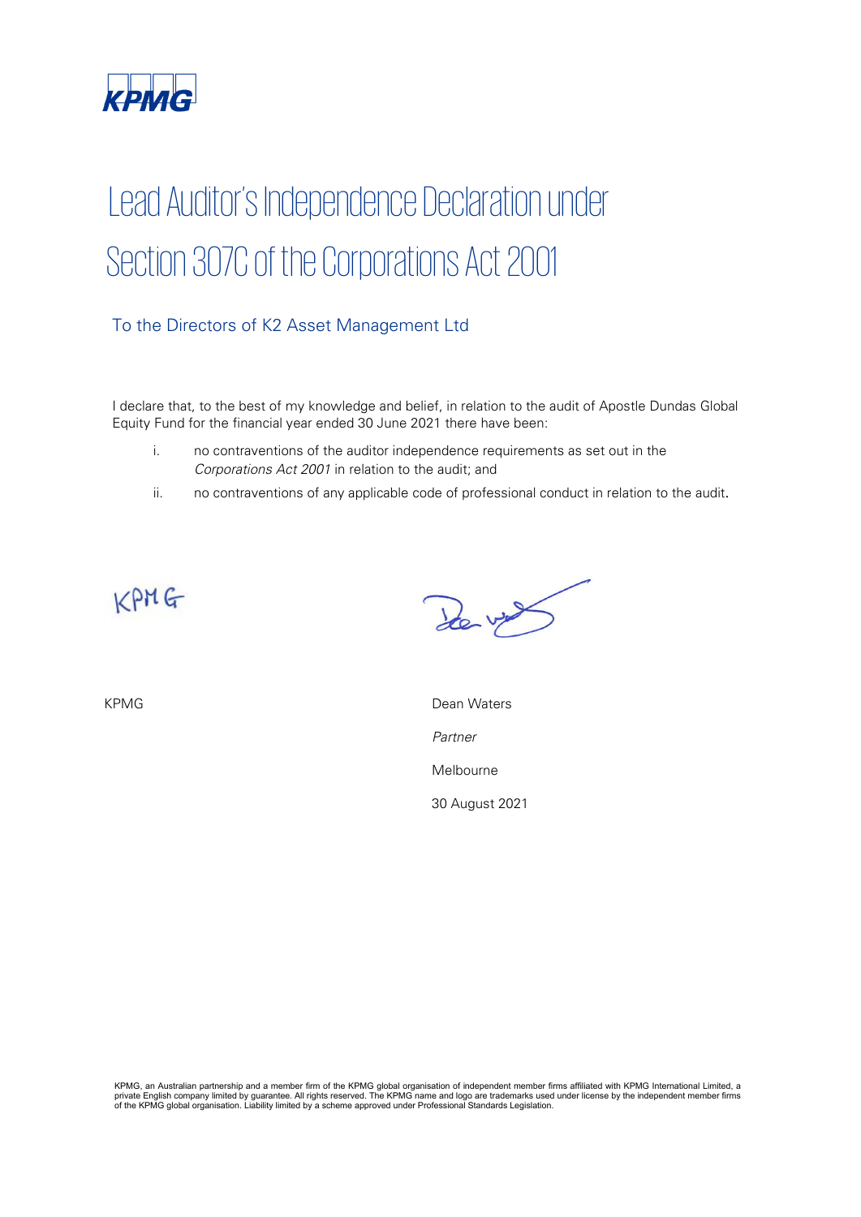# Lead Auditor's Independence Declaration under Section 307C of the Corporations Act 2001

## To the Directors of K2 Asset Management Ltd

I declare that, to the best of my knowledge and belief, in relation to the audit of Apostle Dundas Global Equity Fund for the financial year ended 30 June 2021 there have been:

i. no contraventions of the auditor independence requirements as set out in the *Corporations Act 2001* in relation to the audit; and

ii. no contraventions of any applicable code of professional conduct in relation to the audit.

KPMG

Dean Waters

*Partner*

Melbourne

30 August 2021

KPMG, an Australian partnership and a member firm of the KPMG global organisation of independent member firms affiliated with KPMG International Limited, a private English company limited by guarantee. All rights reserved. The KPMG name and logo are trademarks used under license by the independent member firms of the KPMG global organisation. Liability limited by a scheme approved under Professional Standards Legislation.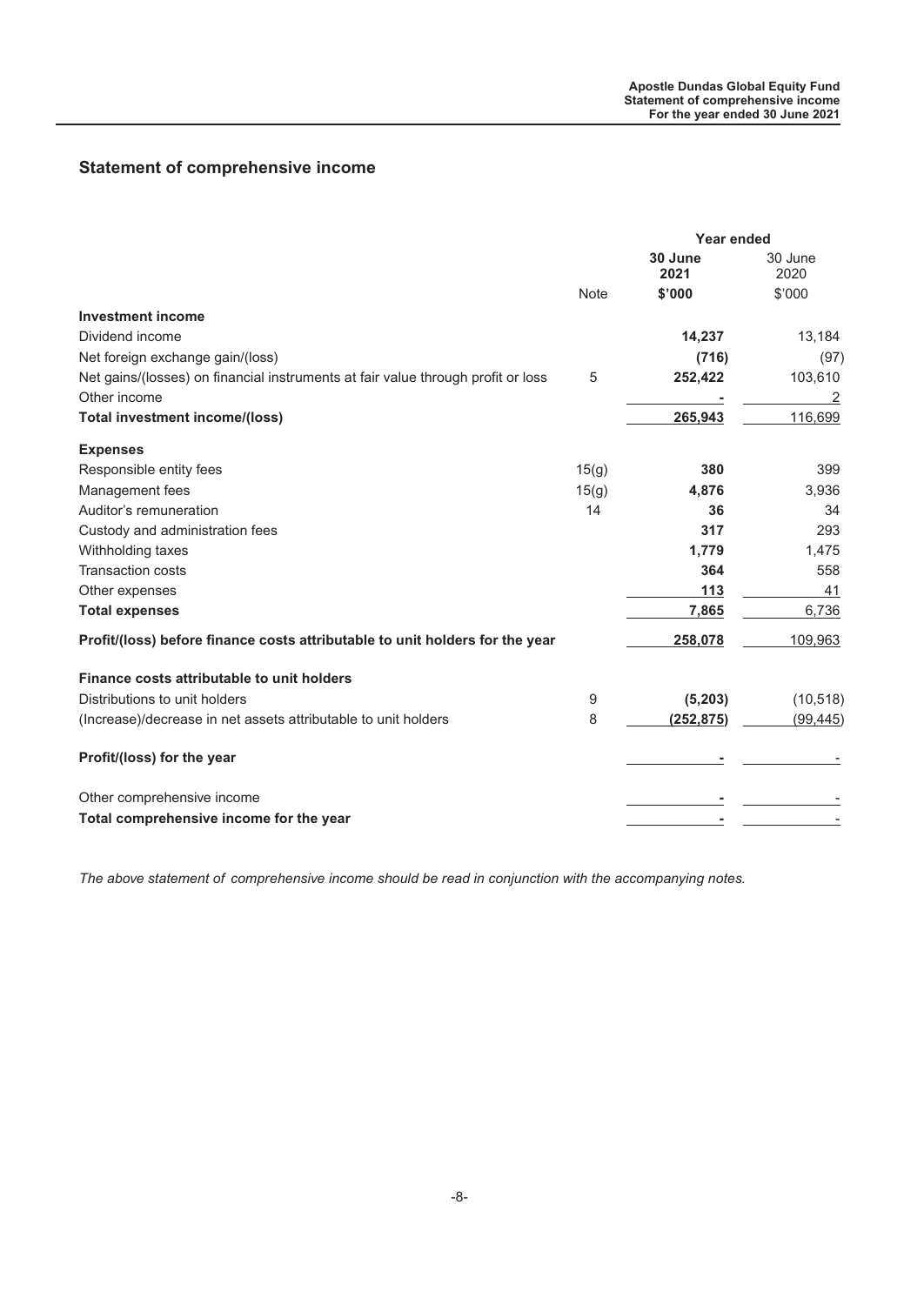## Statement of comprehensive income

| | Note | Year ended 30 June 2021 $'000 | 30 June 2020 $'000 |
|---|---|---|---|
| **Investment income** | | | |
| Dividend income | | **14,237** | 13,184 |
| Net foreign exchange gain/(loss) | | **(716)** | (97) |
| Net gains/(losses) on financial instruments at fair value through profit or loss | 5 | **252,422** | 103,610 |
| Other income | | **-** | 2 |
| **Total investment income/(loss)** | | **265,943** | 116,699 |
| **Expenses** | | | |
| Responsible entity fees | 15(g) | **380** | 399 |
| Management fees | 15(g) | **4,876** | 3,936 |
| Auditor's remuneration | 14 | **36** | 34 |
| Custody and administration fees | | **317** | 293 |
| Withholding taxes | | **1,779** | 1,475 |
| Transaction costs | | **364** | 558 |
| Other expenses | | **113** | 41 |
| **Total expenses** | | **7,865** | 6,736 |
| **Profit/(loss) before finance costs attributable to unit holders for the year** | | **258,078** | 109,963 |
| **Finance costs attributable to unit holders** | | | |
| Distributions to unit holders | 9 | **(5,203)** | (10,518) |
| (Increase)/decrease in net assets attributable to unit holders | 8 | **(252,875)** | (99,445) |
| **Profit/(loss) for the year** | | **-** | - |
| Other comprehensive income | | **-** | - |
| **Total comprehensive income for the year** | | **-** | - |

*The above statement of comprehensive income should be read in conjunction with the accompanying notes.*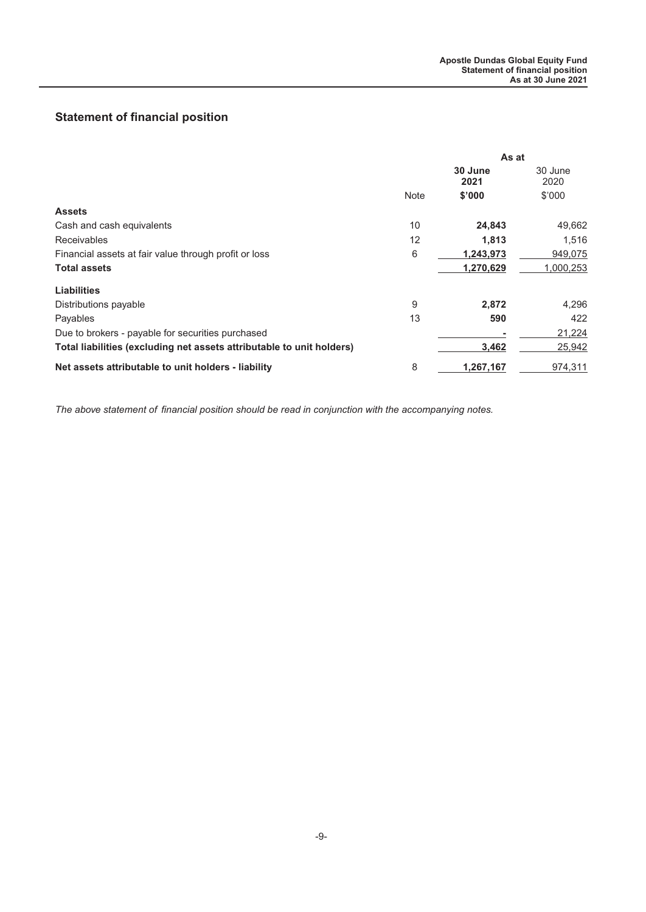## Statement of financial position

| | Note | As at 30 June 2021 $'000 | As at 30 June 2020 $'000 |
|---|---|---|---|
| **Assets** | | | |
| Cash and cash equivalents | 10 | **24,843** | 49,662 |
| Receivables | 12 | **1,813** | 1,516 |
| Financial assets at fair value through profit or loss | 6 | **1,243,973** | 949,075 |
| **Total assets** | | **1,270,629** | 1,000,253 |
| **Liabilities** | | | |
| Distributions payable | 9 | **2,872** | 4,296 |
| Payables | 13 | **590** | 422 |
| Due to brokers - payable for securities purchased | | **-** | 21,224 |
| **Total liabilities (excluding net assets attributable to unit holders)** | | **3,462** | 25,942 |
| **Net assets attributable to unit holders - liability** | 8 | **1,267,167** | 974,311 |

*The above statement of financial position should be read in conjunction with the accompanying notes.*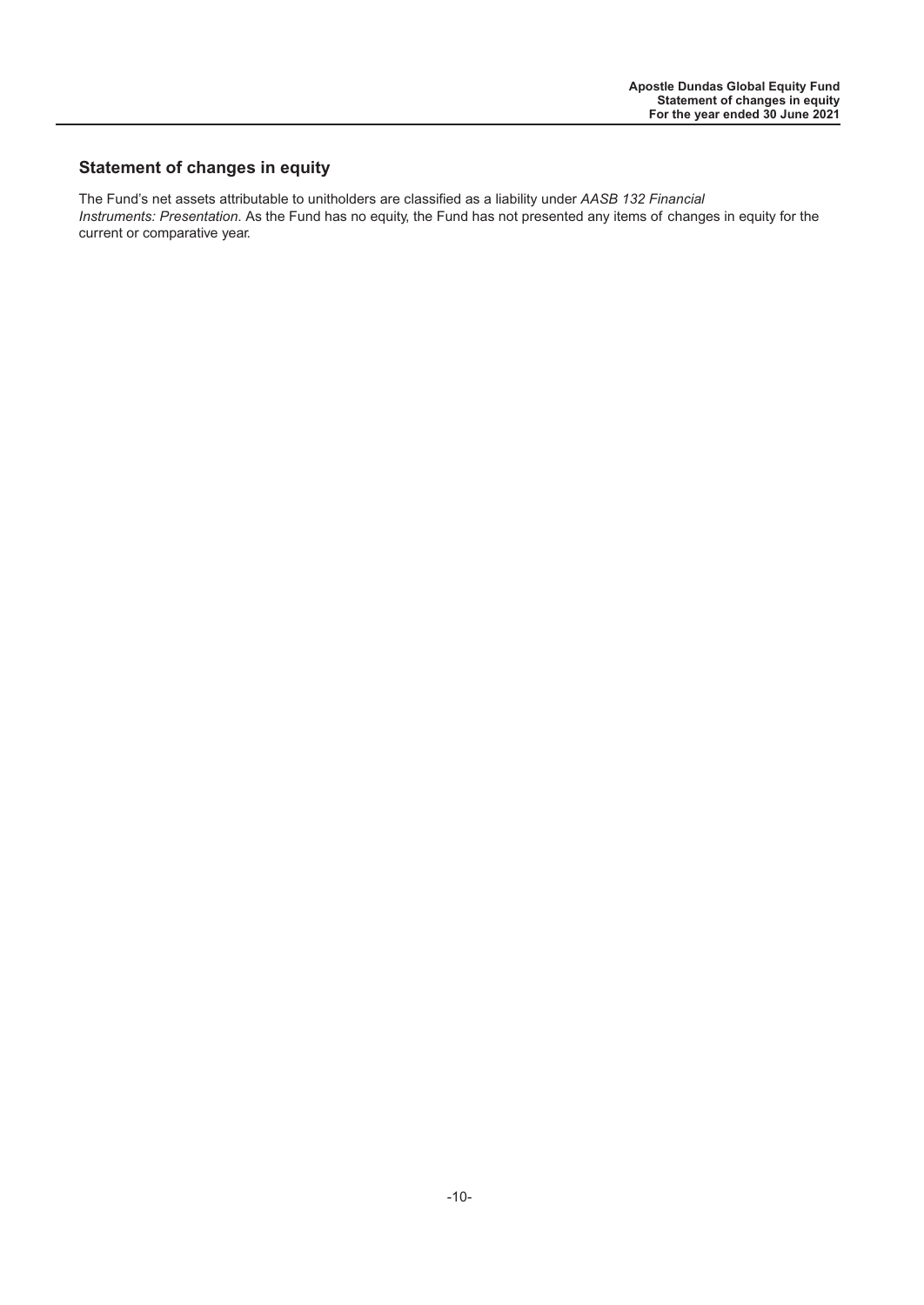## Statement of changes in equity

The Fund's net assets attributable to unitholders are classified as a liability under *AASB 132 Financial Instruments: Presentation*. As the Fund has no equity, the Fund has not presented any items of changes in equity for the current or comparative year.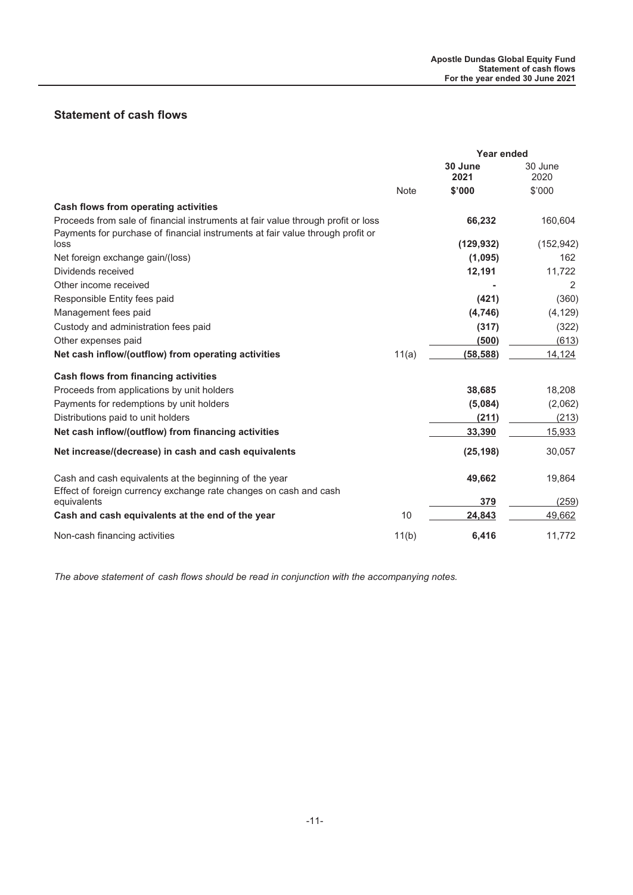## Statement of cash flows

| | Note | Year ended 30 June 2021 $'000 | 30 June 2020 $'000 |
|---|---|---|---|
| **Cash flows from operating activities** | | | |
| Proceeds from sale of financial instruments at fair value through profit or loss | | **66,232** | 160,604 |
| Payments for purchase of financial instruments at fair value through profit or loss | | **(129,932)** | (152,942) |
| Net foreign exchange gain/(loss) | | **(1,095)** | 162 |
| Dividends received | | **12,191** | 11,722 |
| Other income received | | **-** | 2 |
| Responsible Entity fees paid | | **(421)** | (360) |
| Management fees paid | | **(4,746)** | (4,129) |
| Custody and administration fees paid | | **(317)** | (322) |
| Other expenses paid | | **(500)** | (613) |
| **Net cash inflow/(outflow) from operating activities** | 11(a) | **(58,588)** | 14,124 |
| **Cash flows from financing activities** | | | |
| Proceeds from applications by unit holders | | **38,685** | 18,208 |
| Payments for redemptions by unit holders | | **(5,084)** | (2,062) |
| Distributions paid to unit holders | | **(211)** | (213) |
| **Net cash inflow/(outflow) from financing activities** | | **33,390** | 15,933 |
| **Net increase/(decrease) in cash and cash equivalents** | | **(25,198)** | 30,057 |
| Cash and cash equivalents at the beginning of the year | | **49,662** | 19,864 |
| Effect of foreign currency exchange rate changes on cash and cash equivalents | | **379** | (259) |
| **Cash and cash equivalents at the end of the year** | 10 | **24,843** | 49,662 |
| Non-cash financing activities | 11(b) | **6,416** | 11,772 |

*The above statement of cash flows should be read in conjunction with the accompanying notes.*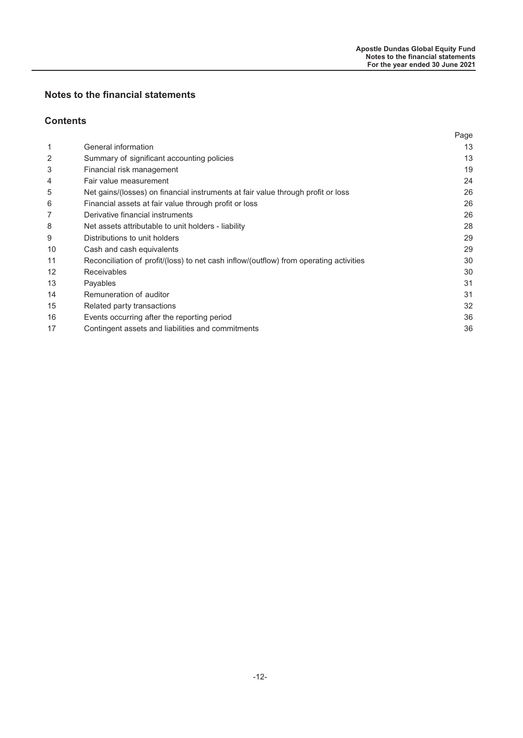## Notes to the financial statements

### Contents

| | | Page |
|---|---|---|
| 1 | General information | 13 |
| 2 | Summary of significant accounting policies | 13 |
| 3 | Financial risk management | 19 |
| 4 | Fair value measurement | 24 |
| 5 | Net gains/(losses) on financial instruments at fair value through profit or loss | 26 |
| 6 | Financial assets at fair value through profit or loss | 26 |
| 7 | Derivative financial instruments | 26 |
| 8 | Net assets attributable to unit holders - liability | 28 |
| 9 | Distributions to unit holders | 29 |
| 10 | Cash and cash equivalents | 29 |
| 11 | Reconciliation of profit/(loss) to net cash inflow/(outflow) from operating activities | 30 |
| 12 | Receivables | 30 |
| 13 | Payables | 31 |
| 14 | Remuneration of auditor | 31 |
| 15 | Related party transactions | 32 |
| 16 | Events occurring after the reporting period | 36 |
| 17 | Contingent assets and liabilities and commitments | 36 |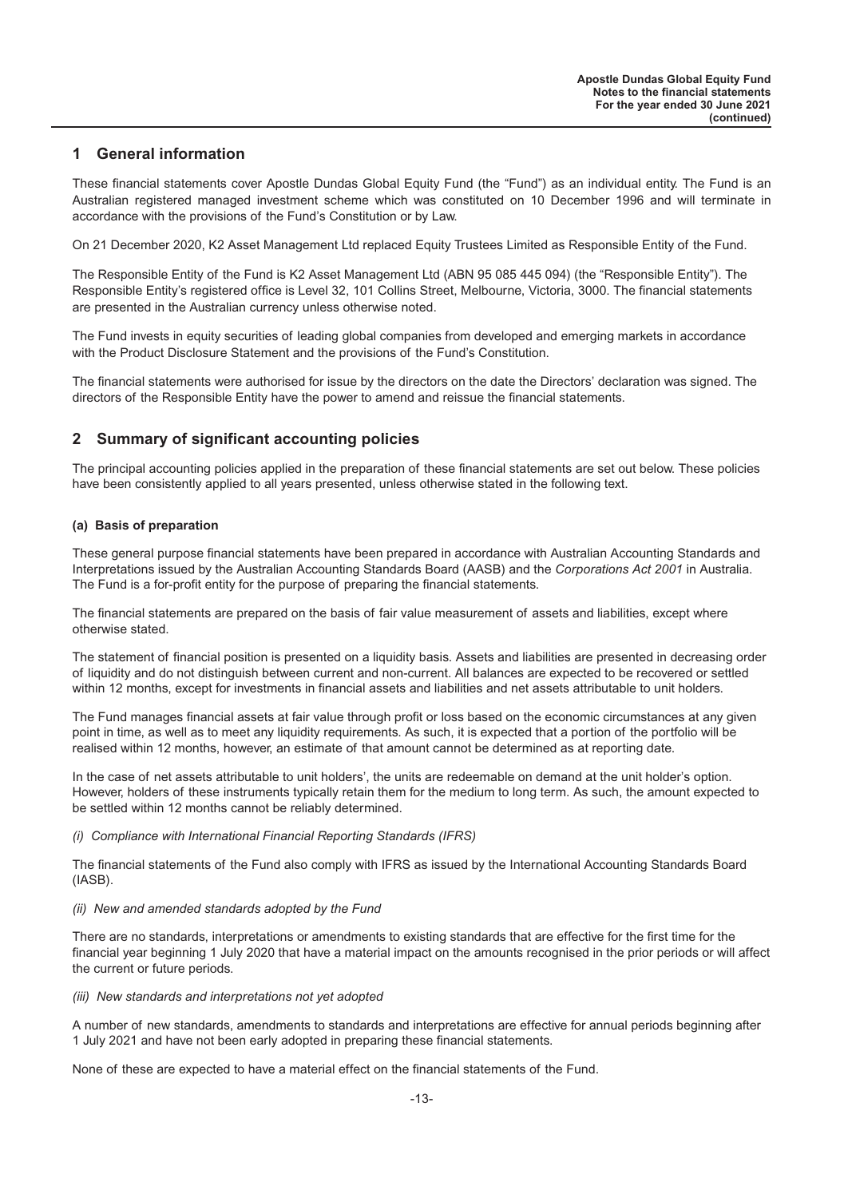## 1 General information

These financial statements cover Apostle Dundas Global Equity Fund (the "Fund") as an individual entity. The Fund is an Australian registered managed investment scheme which was constituted on 10 December 1996 and will terminate in accordance with the provisions of the Fund's Constitution or by Law.

On 21 December 2020, K2 Asset Management Ltd replaced Equity Trustees Limited as Responsible Entity of the Fund.

The Responsible Entity of the Fund is K2 Asset Management Ltd (ABN 95 085 445 094) (the "Responsible Entity"). The Responsible Entity's registered office is Level 32, 101 Collins Street, Melbourne, Victoria, 3000. The financial statements are presented in the Australian currency unless otherwise noted.

The Fund invests in equity securities of leading global companies from developed and emerging markets in accordance with the Product Disclosure Statement and the provisions of the Fund's Constitution.

The financial statements were authorised for issue by the directors on the date the Directors' declaration was signed. The directors of the Responsible Entity have the power to amend and reissue the financial statements.

## 2 Summary of significant accounting policies

The principal accounting policies applied in the preparation of these financial statements are set out below. These policies have been consistently applied to all years presented, unless otherwise stated in the following text.

### (a) Basis of preparation

These general purpose financial statements have been prepared in accordance with Australian Accounting Standards and Interpretations issued by the Australian Accounting Standards Board (AASB) and the *Corporations Act 2001* in Australia. The Fund is a for-profit entity for the purpose of preparing the financial statements.

The financial statements are prepared on the basis of fair value measurement of assets and liabilities, except where otherwise stated.

The statement of financial position is presented on a liquidity basis. Assets and liabilities are presented in decreasing order of liquidity and do not distinguish between current and non-current. All balances are expected to be recovered or settled within 12 months, except for investments in financial assets and liabilities and net assets attributable to unit holders.

The Fund manages financial assets at fair value through profit or loss based on the economic circumstances at any given point in time, as well as to meet any liquidity requirements. As such, it is expected that a portion of the portfolio will be realised within 12 months, however, an estimate of that amount cannot be determined as at reporting date.

In the case of net assets attributable to unit holders', the units are redeemable on demand at the unit holder's option. However, holders of these instruments typically retain them for the medium to long term. As such, the amount expected to be settled within 12 months cannot be reliably determined.

*(i) Compliance with International Financial Reporting Standards (IFRS)*

The financial statements of the Fund also comply with IFRS as issued by the International Accounting Standards Board (IASB).

*(ii) New and amended standards adopted by the Fund*

There are no standards, interpretations or amendments to existing standards that are effective for the first time for the financial year beginning 1 July 2020 that have a material impact on the amounts recognised in the prior periods or will affect the current or future periods.

*(iii) New standards and interpretations not yet adopted*

A number of new standards, amendments to standards and interpretations are effective for annual periods beginning after 1 July 2021 and have not been early adopted in preparing these financial statements.

None of these are expected to have a material effect on the financial statements of the Fund.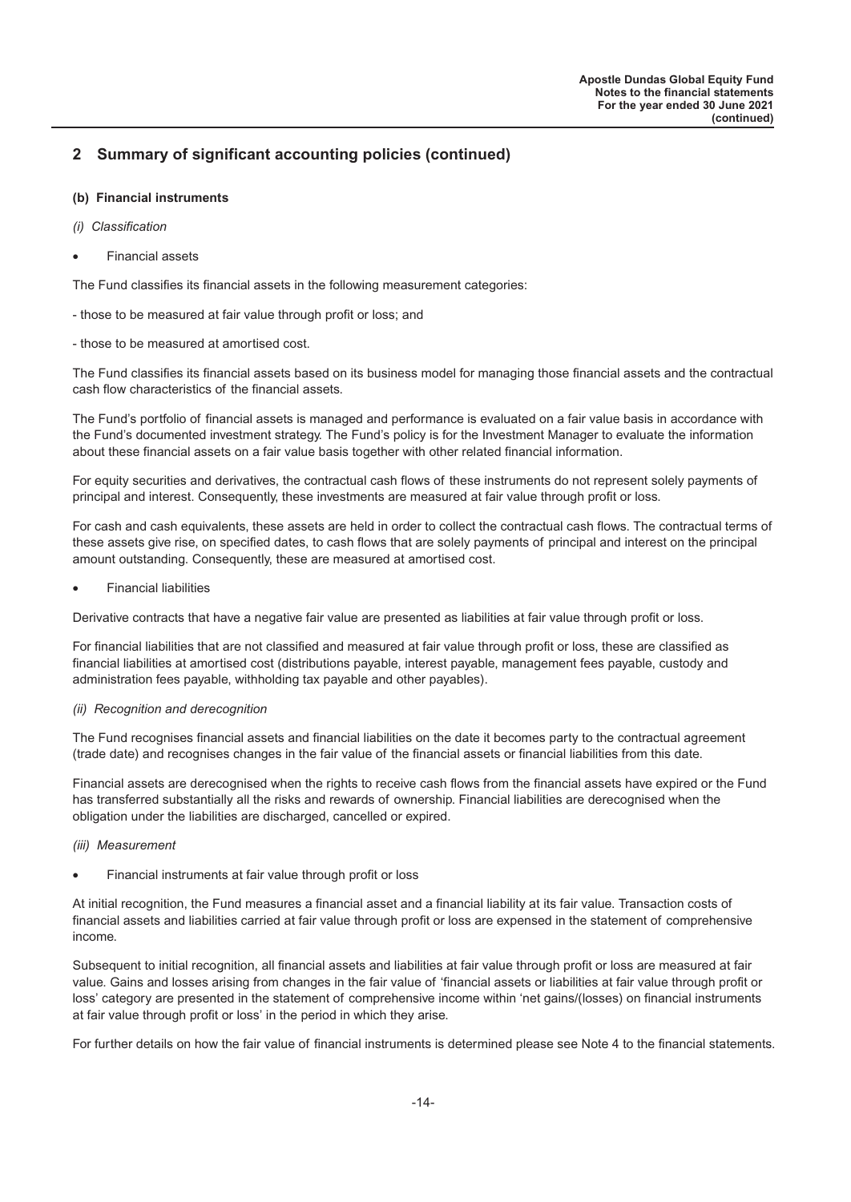## 2 Summary of significant accounting policies (continued)

### (b) Financial instruments

*(i) Classification*

- Financial assets

The Fund classifies its financial assets in the following measurement categories:

- those to be measured at fair value through profit or loss; and

- those to be measured at amortised cost.

The Fund classifies its financial assets based on its business model for managing those financial assets and the contractual cash flow characteristics of the financial assets.

The Fund's portfolio of financial assets is managed and performance is evaluated on a fair value basis in accordance with the Fund's documented investment strategy. The Fund's policy is for the Investment Manager to evaluate the information about these financial assets on a fair value basis together with other related financial information.

For equity securities and derivatives, the contractual cash flows of these instruments do not represent solely payments of principal and interest. Consequently, these investments are measured at fair value through profit or loss.

For cash and cash equivalents, these assets are held in order to collect the contractual cash flows. The contractual terms of these assets give rise, on specified dates, to cash flows that are solely payments of principal and interest on the principal amount outstanding. Consequently, these are measured at amortised cost.

- Financial liabilities

Derivative contracts that have a negative fair value are presented as liabilities at fair value through profit or loss.

For financial liabilities that are not classified and measured at fair value through profit or loss, these are classified as financial liabilities at amortised cost (distributions payable, interest payable, management fees payable, custody and administration fees payable, withholding tax payable and other payables).

*(ii) Recognition and derecognition*

The Fund recognises financial assets and financial liabilities on the date it becomes party to the contractual agreement (trade date) and recognises changes in the fair value of the financial assets or financial liabilities from this date.

Financial assets are derecognised when the rights to receive cash flows from the financial assets have expired or the Fund has transferred substantially all the risks and rewards of ownership. Financial liabilities are derecognised when the obligation under the liabilities are discharged, cancelled or expired.

*(iii) Measurement*

- Financial instruments at fair value through profit or loss

At initial recognition, the Fund measures a financial asset and a financial liability at its fair value. Transaction costs of financial assets and liabilities carried at fair value through profit or loss are expensed in the statement of comprehensive income.

Subsequent to initial recognition, all financial assets and liabilities at fair value through profit or loss are measured at fair value. Gains and losses arising from changes in the fair value of 'financial assets or liabilities at fair value through profit or loss' category are presented in the statement of comprehensive income within 'net gains/(losses) on financial instruments at fair value through profit or loss' in the period in which they arise.

For further details on how the fair value of financial instruments is determined please see Note 4 to the financial statements.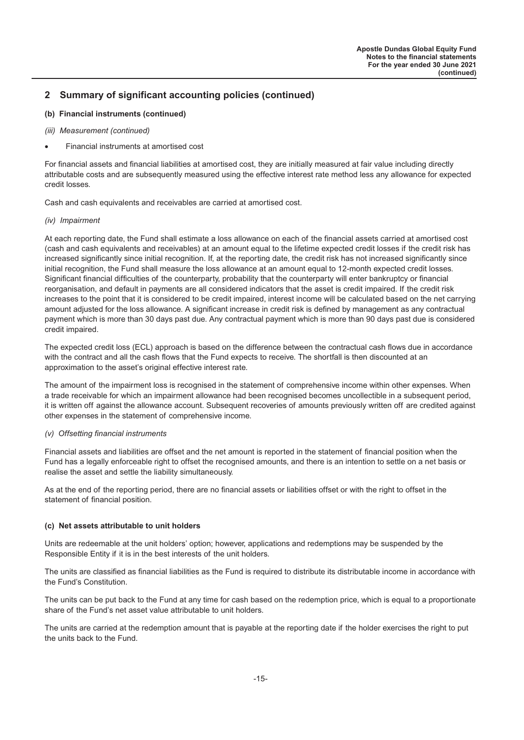## 2 Summary of significant accounting policies (continued)

### (b) Financial instruments (continued)

*(iii) Measurement (continued)*

- Financial instruments at amortised cost

For financial assets and financial liabilities at amortised cost, they are initially measured at fair value including directly attributable costs and are subsequently measured using the effective interest rate method less any allowance for expected credit losses.

Cash and cash equivalents and receivables are carried at amortised cost.

*(iv) Impairment*

At each reporting date, the Fund shall estimate a loss allowance on each of the financial assets carried at amortised cost (cash and cash equivalents and receivables) at an amount equal to the lifetime expected credit losses if the credit risk has increased significantly since initial recognition. If, at the reporting date, the credit risk has not increased significantly since initial recognition, the Fund shall measure the loss allowance at an amount equal to 12-month expected credit losses. Significant financial difficulties of the counterparty, probability that the counterparty will enter bankruptcy or financial reorganisation, and default in payments are all considered indicators that the asset is credit impaired. If the credit risk increases to the point that it is considered to be credit impaired, interest income will be calculated based on the net carrying amount adjusted for the loss allowance. A significant increase in credit risk is defined by management as any contractual payment which is more than 30 days past due. Any contractual payment which is more than 90 days past due is considered credit impaired.

The expected credit loss (ECL) approach is based on the difference between the contractual cash flows due in accordance with the contract and all the cash flows that the Fund expects to receive. The shortfall is then discounted at an approximation to the asset's original effective interest rate.

The amount of the impairment loss is recognised in the statement of comprehensive income within other expenses. When a trade receivable for which an impairment allowance had been recognised becomes uncollectible in a subsequent period, it is written off against the allowance account. Subsequent recoveries of amounts previously written off are credited against other expenses in the statement of comprehensive income.

*(v) Offsetting financial instruments*

Financial assets and liabilities are offset and the net amount is reported in the statement of financial position when the Fund has a legally enforceable right to offset the recognised amounts, and there is an intention to settle on a net basis or realise the asset and settle the liability simultaneously.

As at the end of the reporting period, there are no financial assets or liabilities offset or with the right to offset in the statement of financial position.

### (c) Net assets attributable to unit holders

Units are redeemable at the unit holders' option; however, applications and redemptions may be suspended by the Responsible Entity if it is in the best interests of the unit holders.

The units are classified as financial liabilities as the Fund is required to distribute its distributable income in accordance with the Fund's Constitution.

The units can be put back to the Fund at any time for cash based on the redemption price, which is equal to a proportionate share of the Fund's net asset value attributable to unit holders.

The units are carried at the redemption amount that is payable at the reporting date if the holder exercises the right to put the units back to the Fund.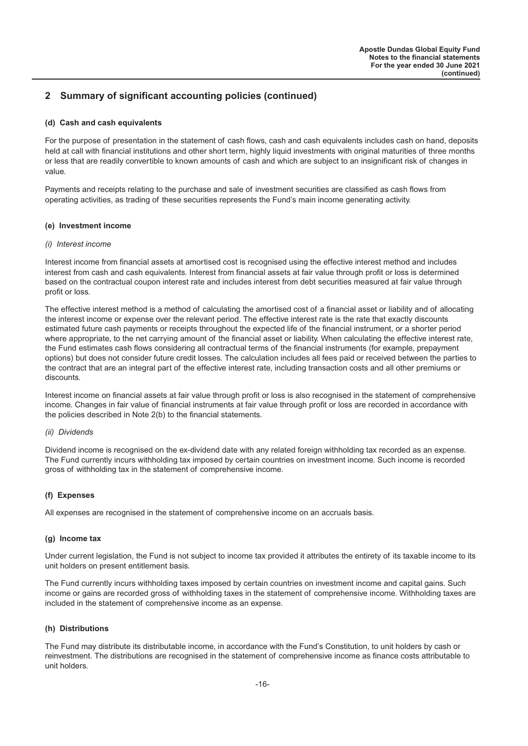## 2 Summary of significant accounting policies (continued)

### (d) Cash and cash equivalents

For the purpose of presentation in the statement of cash flows, cash and cash equivalents includes cash on hand, deposits held at call with financial institutions and other short term, highly liquid investments with original maturities of three months or less that are readily convertible to known amounts of cash and which are subject to an insignificant risk of changes in value.

Payments and receipts relating to the purchase and sale of investment securities are classified as cash flows from operating activities, as trading of these securities represents the Fund's main income generating activity.

### (e) Investment income

*(i) Interest income*

Interest income from financial assets at amortised cost is recognised using the effective interest method and includes interest from cash and cash equivalents. Interest from financial assets at fair value through profit or loss is determined based on the contractual coupon interest rate and includes interest from debt securities measured at fair value through profit or loss.

The effective interest method is a method of calculating the amortised cost of a financial asset or liability and of allocating the interest income or expense over the relevant period. The effective interest rate is the rate that exactly discounts estimated future cash payments or receipts throughout the expected life of the financial instrument, or a shorter period where appropriate, to the net carrying amount of the financial asset or liability. When calculating the effective interest rate, the Fund estimates cash flows considering all contractual terms of the financial instruments (for example, prepayment options) but does not consider future credit losses. The calculation includes all fees paid or received between the parties to the contract that are an integral part of the effective interest rate, including transaction costs and all other premiums or discounts.

Interest income on financial assets at fair value through profit or loss is also recognised in the statement of comprehensive income. Changes in fair value of financial instruments at fair value through profit or loss are recorded in accordance with the policies described in Note 2(b) to the financial statements.

*(ii) Dividends*

Dividend income is recognised on the ex-dividend date with any related foreign withholding tax recorded as an expense. The Fund currently incurs withholding tax imposed by certain countries on investment income. Such income is recorded gross of withholding tax in the statement of comprehensive income.

### (f) Expenses

All expenses are recognised in the statement of comprehensive income on an accruals basis.

### (g) Income tax

Under current legislation, the Fund is not subject to income tax provided it attributes the entirety of its taxable income to its unit holders on present entitlement basis.

The Fund currently incurs withholding taxes imposed by certain countries on investment income and capital gains. Such income or gains are recorded gross of withholding taxes in the statement of comprehensive income. Withholding taxes are included in the statement of comprehensive income as an expense.

### (h) Distributions

The Fund may distribute its distributable income, in accordance with the Fund's Constitution, to unit holders by cash or reinvestment. The distributions are recognised in the statement of comprehensive income as finance costs attributable to unit holders.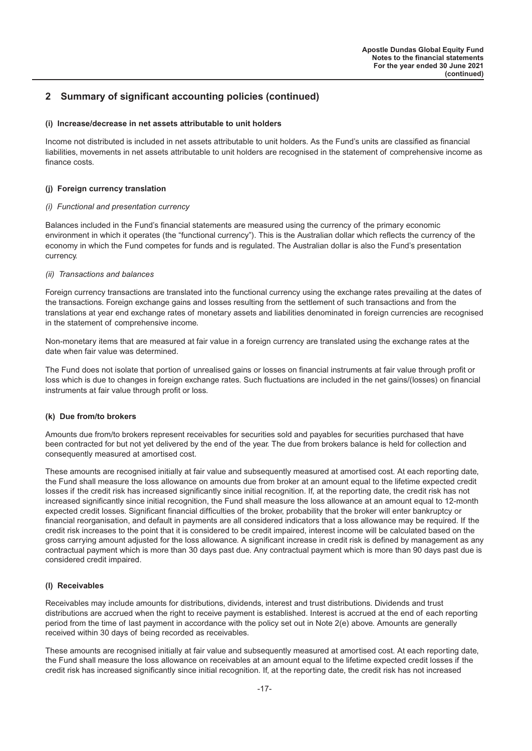## 2 Summary of significant accounting policies (continued)

### (i) Increase/decrease in net assets attributable to unit holders

Income not distributed is included in net assets attributable to unit holders. As the Fund's units are classified as financial liabilities, movements in net assets attributable to unit holders are recognised in the statement of comprehensive income as finance costs.

### (j) Foreign currency translation

*(i) Functional and presentation currency*

Balances included in the Fund's financial statements are measured using the currency of the primary economic environment in which it operates (the "functional currency"). This is the Australian dollar which reflects the currency of the economy in which the Fund competes for funds and is regulated. The Australian dollar is also the Fund's presentation currency.

*(ii) Transactions and balances*

Foreign currency transactions are translated into the functional currency using the exchange rates prevailing at the dates of the transactions. Foreign exchange gains and losses resulting from the settlement of such transactions and from the translations at year end exchange rates of monetary assets and liabilities denominated in foreign currencies are recognised in the statement of comprehensive income.

Non-monetary items that are measured at fair value in a foreign currency are translated using the exchange rates at the date when fair value was determined.

The Fund does not isolate that portion of unrealised gains or losses on financial instruments at fair value through profit or loss which is due to changes in foreign exchange rates. Such fluctuations are included in the net gains/(losses) on financial instruments at fair value through profit or loss.

### (k) Due from/to brokers

Amounts due from/to brokers represent receivables for securities sold and payables for securities purchased that have been contracted for but not yet delivered by the end of the year. The due from brokers balance is held for collection and consequently measured at amortised cost.

These amounts are recognised initially at fair value and subsequently measured at amortised cost. At each reporting date, the Fund shall measure the loss allowance on amounts due from broker at an amount equal to the lifetime expected credit losses if the credit risk has increased significantly since initial recognition. If, at the reporting date, the credit risk has not increased significantly since initial recognition, the Fund shall measure the loss allowance at an amount equal to 12-month expected credit losses. Significant financial difficulties of the broker, probability that the broker will enter bankruptcy or financial reorganisation, and default in payments are all considered indicators that a loss allowance may be required. If the credit risk increases to the point that it is considered to be credit impaired, interest income will be calculated based on the gross carrying amount adjusted for the loss allowance. A significant increase in credit risk is defined by management as any contractual payment which is more than 30 days past due. Any contractual payment which is more than 90 days past due is considered credit impaired.

### (l) Receivables

Receivables may include amounts for distributions, dividends, interest and trust distributions. Dividends and trust distributions are accrued when the right to receive payment is established. Interest is accrued at the end of each reporting period from the time of last payment in accordance with the policy set out in Note 2(e) above. Amounts are generally received within 30 days of being recorded as receivables.

These amounts are recognised initially at fair value and subsequently measured at amortised cost. At each reporting date, the Fund shall measure the loss allowance on receivables at an amount equal to the lifetime expected credit losses if the credit risk has increased significantly since initial recognition. If, at the reporting date, the credit risk has not increased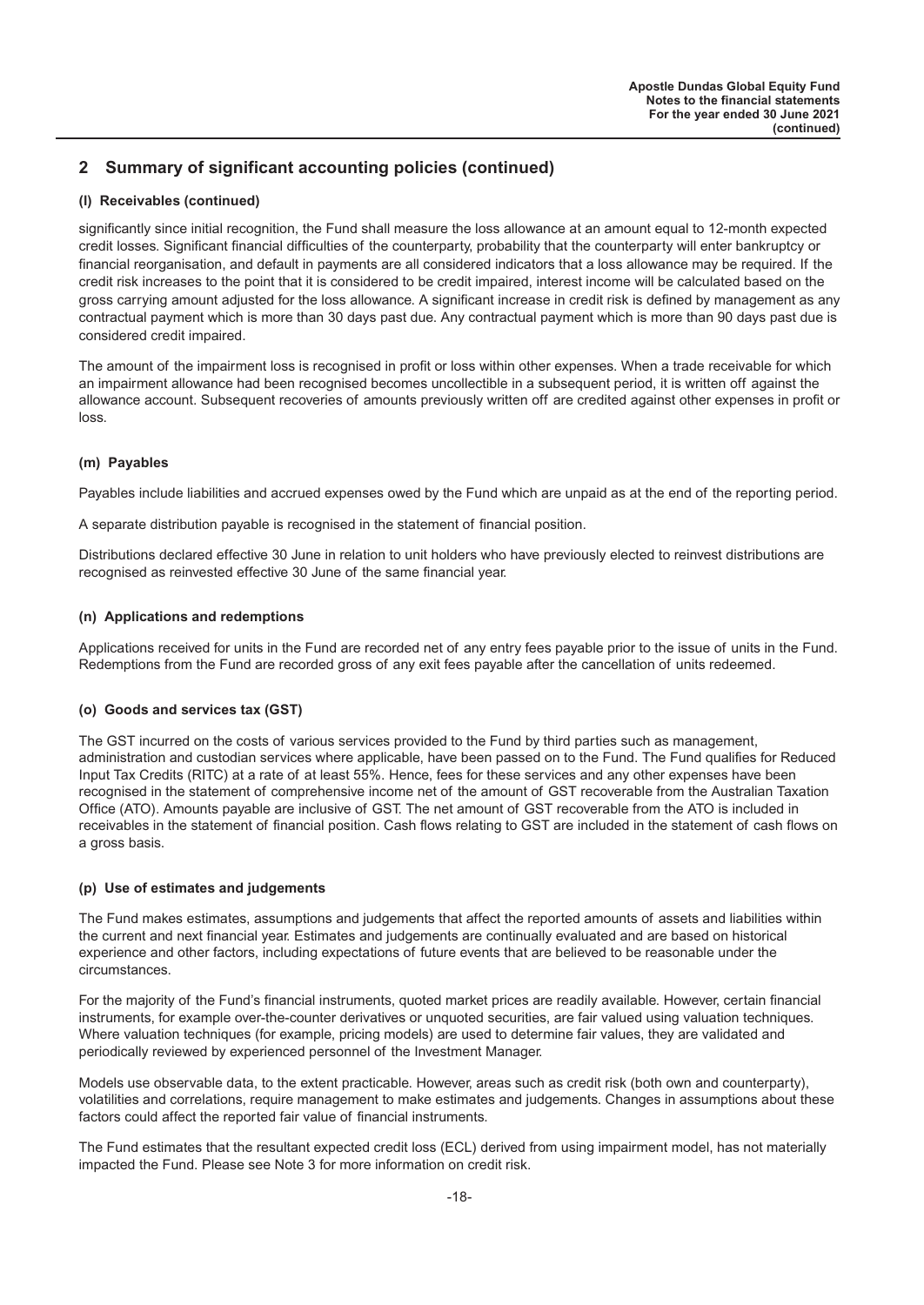## 2 Summary of significant accounting policies (continued)

### (l) Receivables (continued)

significantly since initial recognition, the Fund shall measure the loss allowance at an amount equal to 12-month expected credit losses. Significant financial difficulties of the counterparty, probability that the counterparty will enter bankruptcy or financial reorganisation, and default in payments are all considered indicators that a loss allowance may be required. If the credit risk increases to the point that it is considered to be credit impaired, interest income will be calculated based on the gross carrying amount adjusted for the loss allowance. A significant increase in credit risk is defined by management as any contractual payment which is more than 30 days past due. Any contractual payment which is more than 90 days past due is considered credit impaired.

The amount of the impairment loss is recognised in profit or loss within other expenses. When a trade receivable for which an impairment allowance had been recognised becomes uncollectible in a subsequent period, it is written off against the allowance account. Subsequent recoveries of amounts previously written off are credited against other expenses in profit or loss.

### (m) Payables

Payables include liabilities and accrued expenses owed by the Fund which are unpaid as at the end of the reporting period.

A separate distribution payable is recognised in the statement of financial position.

Distributions declared effective 30 June in relation to unit holders who have previously elected to reinvest distributions are recognised as reinvested effective 30 June of the same financial year.

### (n) Applications and redemptions

Applications received for units in the Fund are recorded net of any entry fees payable prior to the issue of units in the Fund. Redemptions from the Fund are recorded gross of any exit fees payable after the cancellation of units redeemed.

### (o) Goods and services tax (GST)

The GST incurred on the costs of various services provided to the Fund by third parties such as management, administration and custodian services where applicable, have been passed on to the Fund. The Fund qualifies for Reduced Input Tax Credits (RITC) at a rate of at least 55%. Hence, fees for these services and any other expenses have been recognised in the statement of comprehensive income net of the amount of GST recoverable from the Australian Taxation Office (ATO). Amounts payable are inclusive of GST. The net amount of GST recoverable from the ATO is included in receivables in the statement of financial position. Cash flows relating to GST are included in the statement of cash flows on a gross basis.

### (p) Use of estimates and judgements

The Fund makes estimates, assumptions and judgements that affect the reported amounts of assets and liabilities within the current and next financial year. Estimates and judgements are continually evaluated and are based on historical experience and other factors, including expectations of future events that are believed to be reasonable under the circumstances.

For the majority of the Fund's financial instruments, quoted market prices are readily available. However, certain financial instruments, for example over-the-counter derivatives or unquoted securities, are fair valued using valuation techniques. Where valuation techniques (for example, pricing models) are used to determine fair values, they are validated and periodically reviewed by experienced personnel of the Investment Manager.

Models use observable data, to the extent practicable. However, areas such as credit risk (both own and counterparty), volatilities and correlations, require management to make estimates and judgements. Changes in assumptions about these factors could affect the reported fair value of financial instruments.

The Fund estimates that the resultant expected credit loss (ECL) derived from using impairment model, has not materially impacted the Fund. Please see Note 3 for more information on credit risk.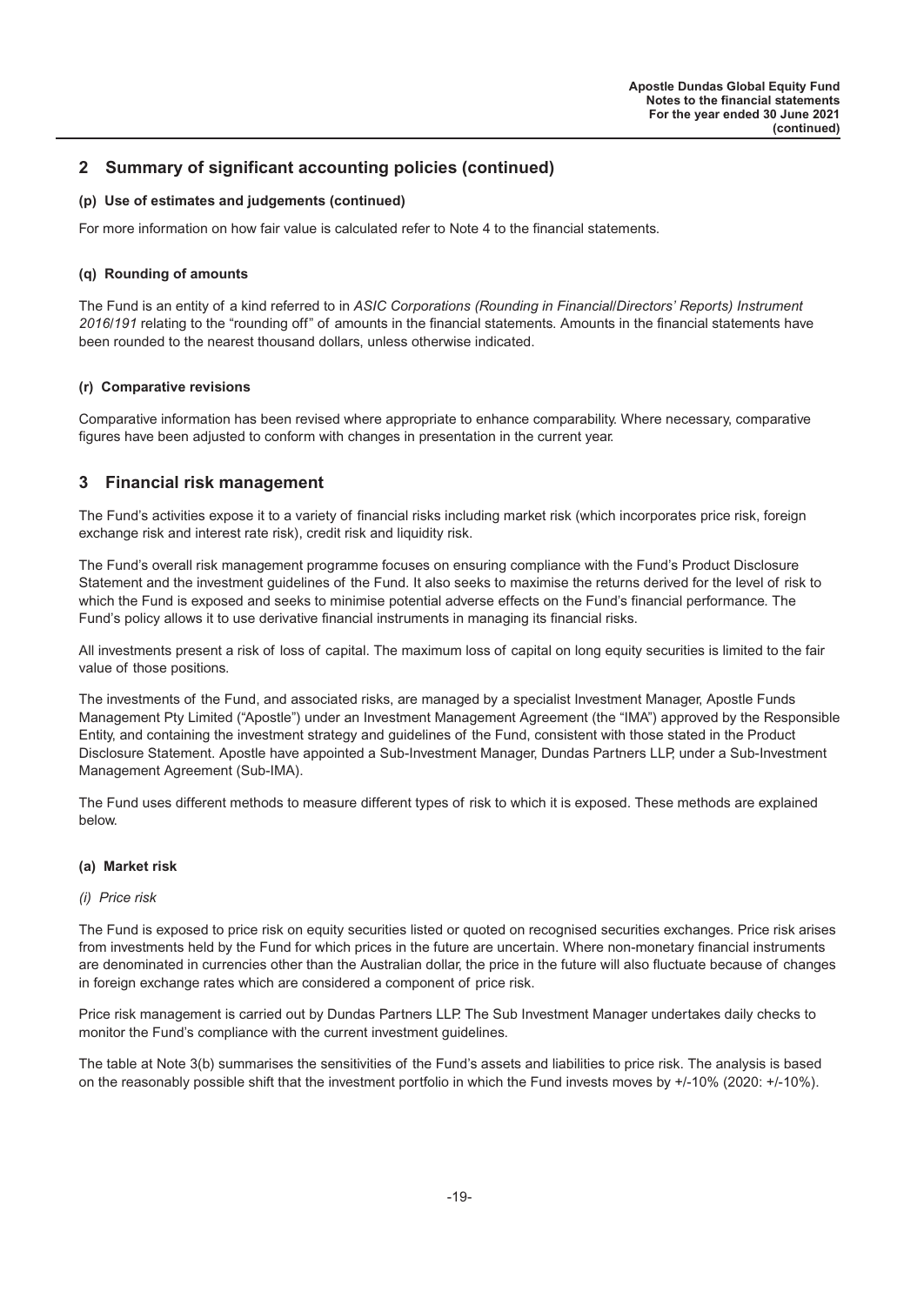## 2 Summary of significant accounting policies (continued)

### (p) Use of estimates and judgements (continued)

For more information on how fair value is calculated refer to Note 4 to the financial statements.

### (q) Rounding of amounts

The Fund is an entity of a kind referred to in *ASIC Corporations (Rounding in Financial/Directors' Reports) Instrument 2016/191* relating to the "rounding off" of amounts in the financial statements. Amounts in the financial statements have been rounded to the nearest thousand dollars, unless otherwise indicated.

### (r) Comparative revisions

Comparative information has been revised where appropriate to enhance comparability. Where necessary, comparative figures have been adjusted to conform with changes in presentation in the current year.

## 3 Financial risk management

The Fund's activities expose it to a variety of financial risks including market risk (which incorporates price risk, foreign exchange risk and interest rate risk), credit risk and liquidity risk.

The Fund's overall risk management programme focuses on ensuring compliance with the Fund's Product Disclosure Statement and the investment guidelines of the Fund. It also seeks to maximise the returns derived for the level of risk to which the Fund is exposed and seeks to minimise potential adverse effects on the Fund's financial performance. The Fund's policy allows it to use derivative financial instruments in managing its financial risks.

All investments present a risk of loss of capital. The maximum loss of capital on long equity securities is limited to the fair value of those positions.

The investments of the Fund, and associated risks, are managed by a specialist Investment Manager, Apostle Funds Management Pty Limited ("Apostle") under an Investment Management Agreement (the "IMA") approved by the Responsible Entity, and containing the investment strategy and guidelines of the Fund, consistent with those stated in the Product Disclosure Statement. Apostle have appointed a Sub-Investment Manager, Dundas Partners LLP, under a Sub-Investment Management Agreement (Sub-IMA).

The Fund uses different methods to measure different types of risk to which it is exposed. These methods are explained below.

### (a) Market risk

*(i) Price risk*

The Fund is exposed to price risk on equity securities listed or quoted on recognised securities exchanges. Price risk arises from investments held by the Fund for which prices in the future are uncertain. Where non-monetary financial instruments are denominated in currencies other than the Australian dollar, the price in the future will also fluctuate because of changes in foreign exchange rates which are considered a component of price risk.

Price risk management is carried out by Dundas Partners LLP. The Sub Investment Manager undertakes daily checks to monitor the Fund's compliance with the current investment guidelines.

The table at Note 3(b) summarises the sensitivities of the Fund's assets and liabilities to price risk. The analysis is based on the reasonably possible shift that the investment portfolio in which the Fund invests moves by +/-10% (2020: +/-10%).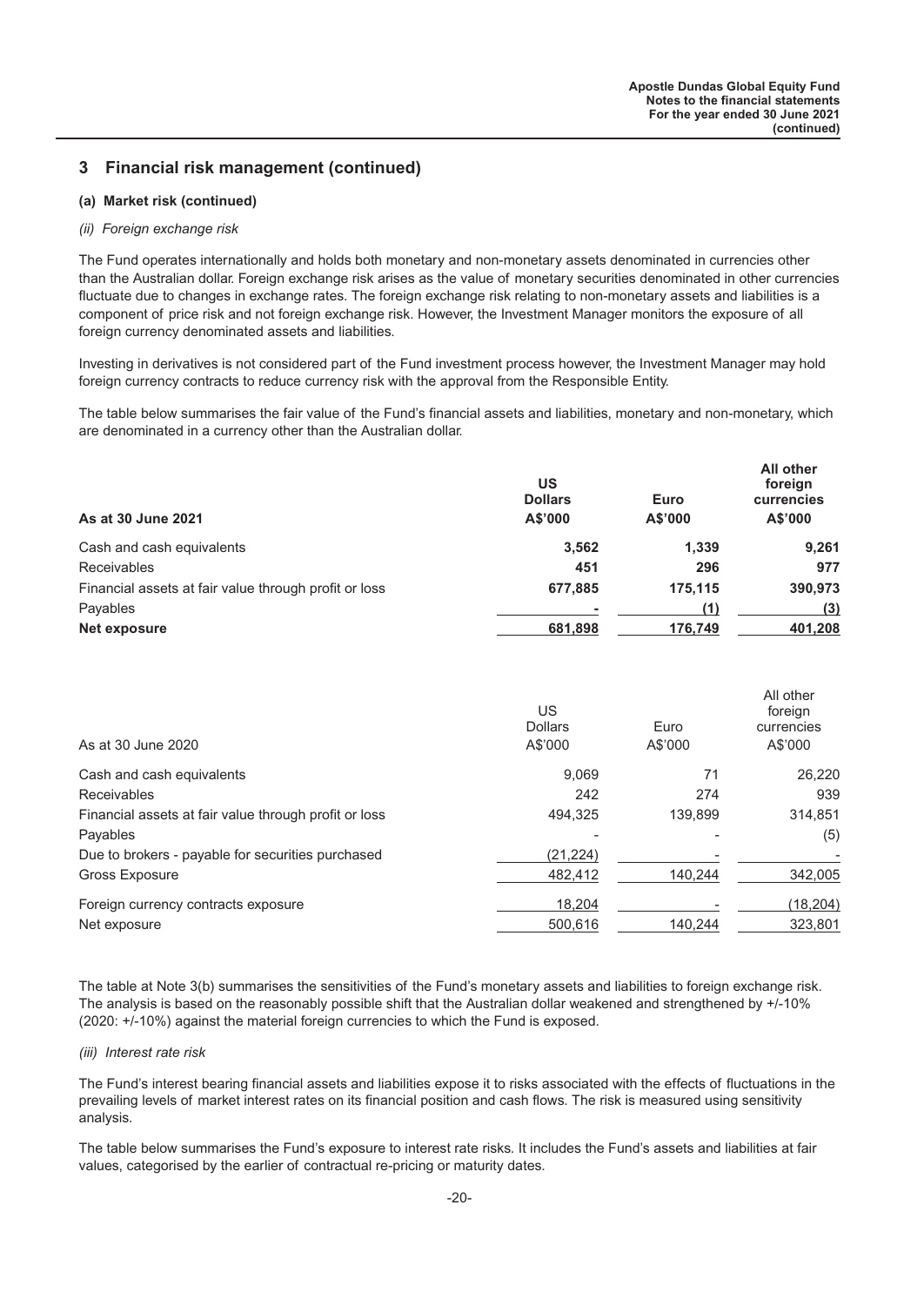## 3 Financial risk management (continued)

### (a) Market risk (continued)

*(ii) Foreign exchange risk*

The Fund operates internationally and holds both monetary and non-monetary assets denominated in currencies other than the Australian dollar. Foreign exchange risk arises as the value of monetary securities denominated in other currencies fluctuate due to changes in exchange rates. The foreign exchange risk relating to non-monetary assets and liabilities is a component of price risk and not foreign exchange risk. However, the Investment Manager monitors the exposure of all foreign currency denominated assets and liabilities.

Investing in derivatives is not considered part of the Fund investment process however, the Investment Manager may hold foreign currency contracts to reduce currency risk with the approval from the Responsible Entity.

The table below summarises the fair value of the Fund's financial assets and liabilities, monetary and non-monetary, which are denominated in a currency other than the Australian dollar.

| **As at 30 June 2021** | **US Dollars A$'000** | **Euro A$'000** | **All other foreign currencies A$'000** |
|---|---|---|---|
| Cash and cash equivalents | **3,562** | **1,339** | **9,261** |
| Receivables | **451** | **296** | **977** |
| Financial assets at fair value through profit or loss | **677,885** | **175,115** | **390,973** |
| Payables | **-** | **(1)** | **(3)** |
| **Net exposure** | **681,898** | **176,749** | **401,208** |

| As at 30 June 2020 | US Dollars A$'000 | Euro A$'000 | All other foreign currencies A$'000 |
|---|---|---|---|
| Cash and cash equivalents | 9,069 | 71 | 26,220 |
| Receivables | 242 | 274 | 939 |
| Financial assets at fair value through profit or loss | 494,325 | 139,899 | 314,851 |
| Payables | - | - | (5) |
| Due to brokers - payable for securities purchased | (21,224) | - | - |
| Gross Exposure | 482,412 | 140,244 | 342,005 |
| Foreign currency contracts exposure | 18,204 | - | (18,204) |
| Net exposure | 500,616 | 140,244 | 323,801 |

The table at Note 3(b) summarises the sensitivities of the Fund's monetary assets and liabilities to foreign exchange risk. The analysis is based on the reasonably possible shift that the Australian dollar weakened and strengthened by +/-10% (2020: +/-10%) against the material foreign currencies to which the Fund is exposed.

*(iii) Interest rate risk*

The Fund's interest bearing financial assets and liabilities expose it to risks associated with the effects of fluctuations in the prevailing levels of market interest rates on its financial position and cash flows. The risk is measured using sensitivity analysis.

The table below summarises the Fund's exposure to interest rate risks. It includes the Fund's assets and liabilities at fair values, categorised by the earlier of contractual re-pricing or maturity dates.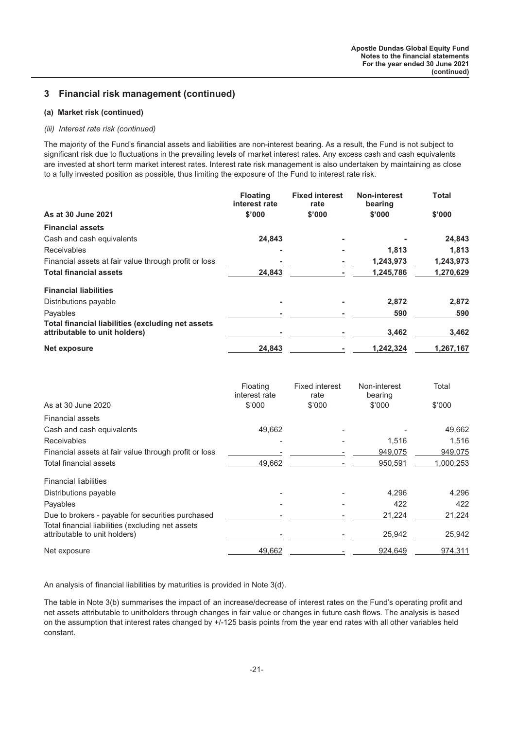## 3 Financial risk management (continued)

### (a) Market risk (continued)

*(iii) Interest rate risk (continued)*

The majority of the Fund's financial assets and liabilities are non-interest bearing. As a result, the Fund is not subject to significant risk due to fluctuations in the prevailing levels of market interest rates. Any excess cash and cash equivalents are invested at short term market interest rates. Interest rate risk management is also undertaken by maintaining as close to a fully invested position as possible, thus limiting the exposure of the Fund to interest rate risk.

| **As at 30 June 2021** | **Floating interest rate $'000** | **Fixed interest rate $'000** | **Non-interest bearing $'000** | **Total $'000** |
|---|---|---|---|---|
| **Financial assets** | | | | |
| Cash and cash equivalents | **24,843** | **-** | **-** | **24,843** |
| Receivables | **-** | **-** | **1,813** | **1,813** |
| Financial assets at fair value through profit or loss | **-** | **-** | **1,243,973** | **1,243,973** |
| **Total financial assets** | **24,843** | **-** | **1,245,786** | **1,270,629** |
| **Financial liabilities** | | | | |
| Distributions payable | **-** | **-** | **2,872** | **2,872** |
| Payables | **-** | **-** | **590** | **590** |
| **Total financial liabilities (excluding net assets attributable to unit holders)** | **-** | **-** | **3,462** | **3,462** |
| **Net exposure** | **24,843** | **-** | **1,242,324** | **1,267,167** |

| As at 30 June 2020 | Floating interest rate $'000 | Fixed interest rate $'000 | Non-interest bearing $'000 | Total $'000 |
|---|---|---|---|---|
| Financial assets | | | | |
| Cash and cash equivalents | 49,662 | - | - | 49,662 |
| Receivables | - | - | 1,516 | 1,516 |
| Financial assets at fair value through profit or loss | - | - | 949,075 | 949,075 |
| Total financial assets | 49,662 | - | 950,591 | 1,000,253 |
| Financial liabilities | | | | |
| Distributions payable | - | - | 4,296 | 4,296 |
| Payables | - | - | 422 | 422 |
| Due to brokers - payable for securities purchased | - | - | 21,224 | 21,224 |
| Total financial liabilities (excluding net assets attributable to unit holders) | - | - | 25,942 | 25,942 |
| Net exposure | 49,662 | - | 924,649 | 974,311 |

An analysis of financial liabilities by maturities is provided in Note 3(d).

The table in Note 3(b) summarises the impact of an increase/decrease of interest rates on the Fund's operating profit and net assets attributable to unitholders through changes in fair value or changes in future cash flows. The analysis is based on the assumption that interest rates changed by +/-125 basis points from the year end rates with all other variables held constant.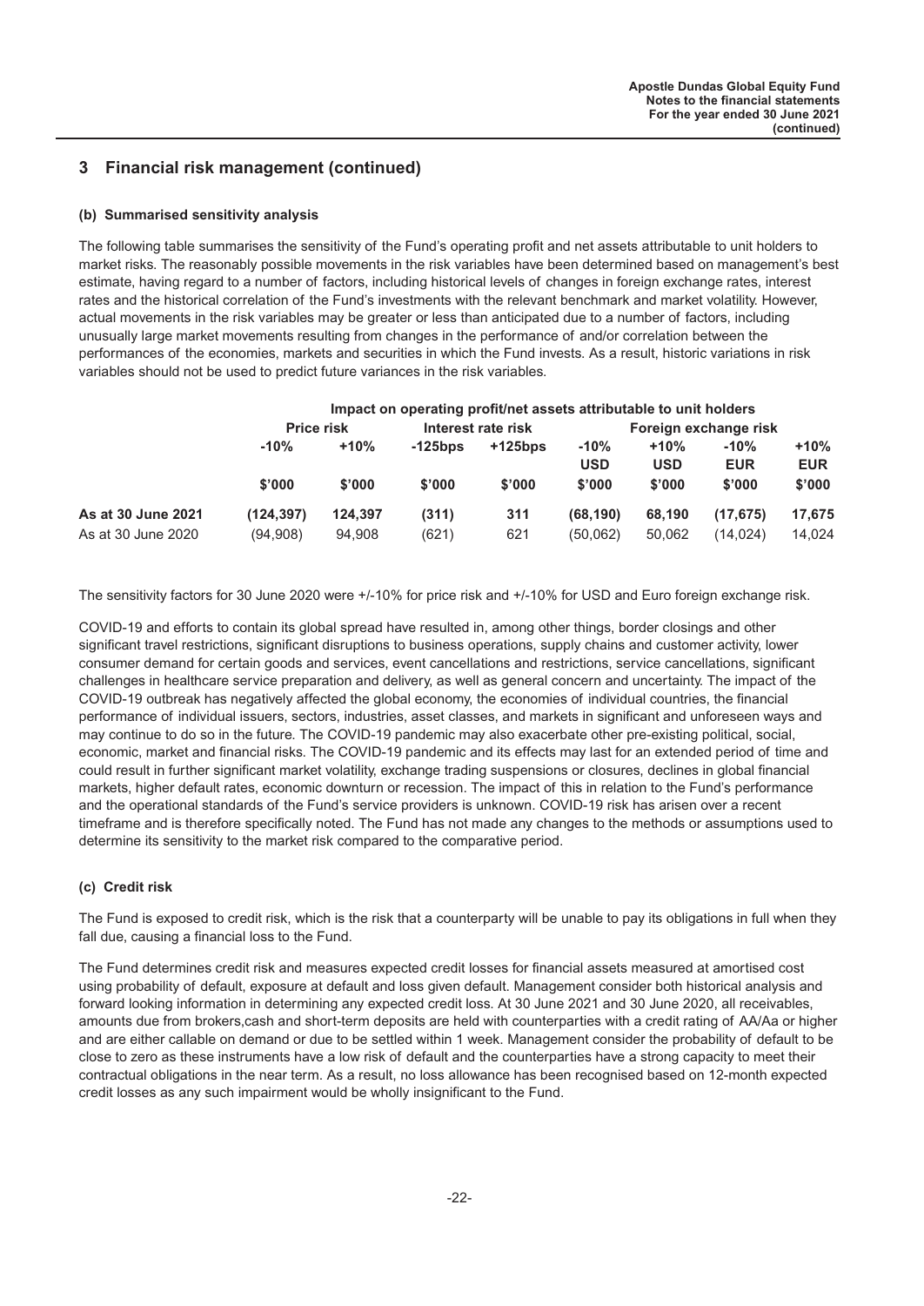## 3 Financial risk management (continued)

### (b) Summarised sensitivity analysis

The following table summarises the sensitivity of the Fund's operating profit and net assets attributable to unit holders to market risks. The reasonably possible movements in the risk variables have been determined based on management's best estimate, having regard to a number of factors, including historical levels of changes in foreign exchange rates, interest rates and the historical correlation of the Fund's investments with the relevant benchmark and market volatility. However, actual movements in the risk variables may be greater or less than anticipated due to a number of factors, including unusually large market movements resulting from changes in the performance of and/or correlation between the performances of the economies, markets and securities in which the Fund invests. As a result, historic variations in risk variables should not be used to predict future variances in the risk variables.

| | Impact on operating profit/net assets attributable to unit holders | | | | | | | |
|---|---|---|---|---|---|---|---|---|
| | Price risk | | Interest rate risk | | Foreign exchange risk | | | |
| | -10% | +10% | -125bps | +125bps | -10% USD | +10% USD | -10% EUR | +10% EUR |
| | $'000 | $'000 | $'000 | $'000 | $'000 | $'000 | $'000 | $'000 |
| **As at 30 June 2021** | **(124,397)** | **124,397** | **(311)** | **311** | **(68,190)** | **68,190** | **(17,675)** | **17,675** |
| As at 30 June 2020 | (94,908) | 94,908 | (621) | 621 | (50,062) | 50,062 | (14,024) | 14,024 |

The sensitivity factors for 30 June 2020 were +/-10% for price risk and +/-10% for USD and Euro foreign exchange risk.

COVID-19 and efforts to contain its global spread have resulted in, among other things, border closings and other significant travel restrictions, significant disruptions to business operations, supply chains and customer activity, lower consumer demand for certain goods and services, event cancellations and restrictions, service cancellations, significant challenges in healthcare service preparation and delivery, as well as general concern and uncertainty. The impact of the COVID-19 outbreak has negatively affected the global economy, the economies of individual countries, the financial performance of individual issuers, sectors, industries, asset classes, and markets in significant and unforeseen ways and may continue to do so in the future. The COVID-19 pandemic may also exacerbate other pre-existing political, social, economic, market and financial risks. The COVID-19 pandemic and its effects may last for an extended period of time and could result in further significant market volatility, exchange trading suspensions or closures, declines in global financial markets, higher default rates, economic downturn or recession. The impact of this in relation to the Fund's performance and the operational standards of the Fund's service providers is unknown. COVID-19 risk has arisen over a recent timeframe and is therefore specifically noted. The Fund has not made any changes to the methods or assumptions used to determine its sensitivity to the market risk compared to the comparative period.

### (c) Credit risk

The Fund is exposed to credit risk, which is the risk that a counterparty will be unable to pay its obligations in full when they fall due, causing a financial loss to the Fund.

The Fund determines credit risk and measures expected credit losses for financial assets measured at amortised cost using probability of default, exposure at default and loss given default. Management consider both historical analysis and forward looking information in determining any expected credit loss. At 30 June 2021 and 30 June 2020, all receivables, amounts due from brokers,cash and short-term deposits are held with counterparties with a credit rating of AA/Aa or higher and are either callable on demand or due to be settled within 1 week. Management consider the probability of default to be close to zero as these instruments have a low risk of default and the counterparties have a strong capacity to meet their contractual obligations in the near term. As a result, no loss allowance has been recognised based on 12-month expected credit losses as any such impairment would be wholly insignificant to the Fund.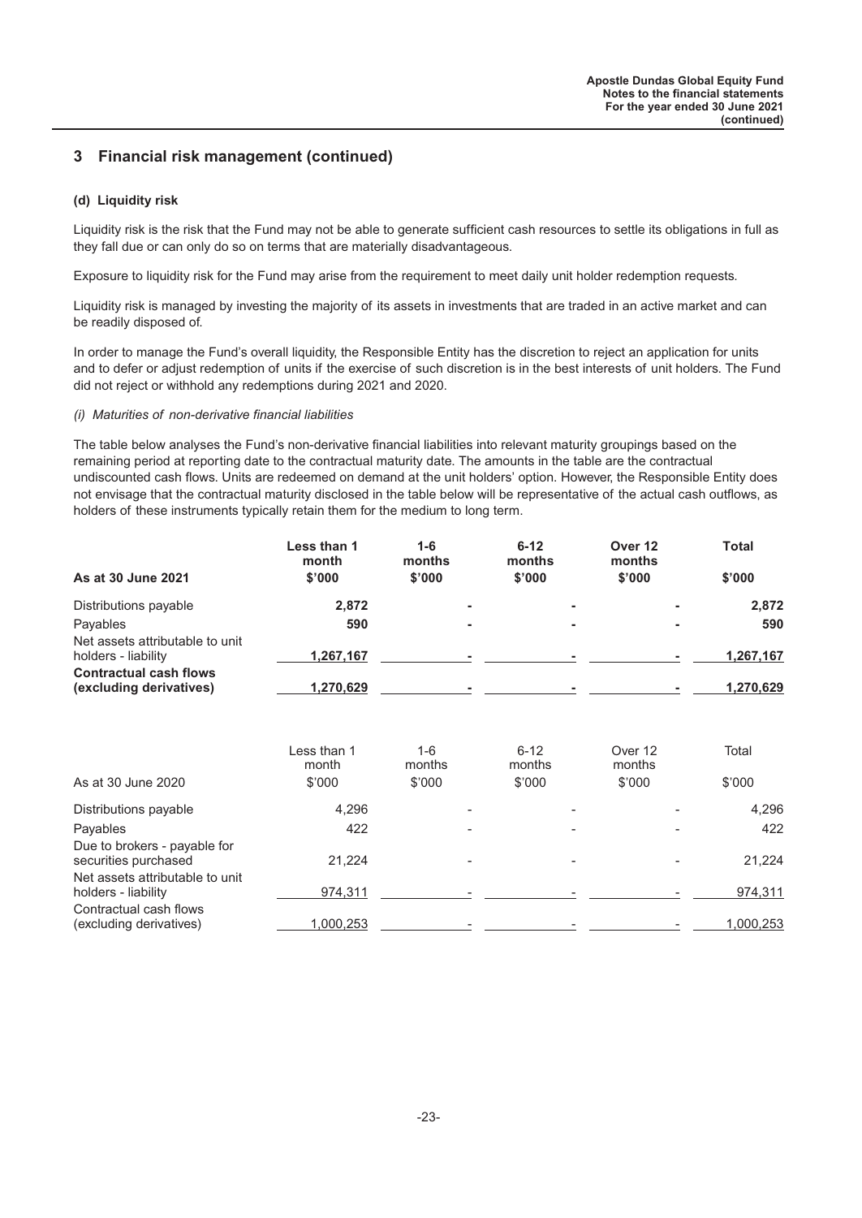## 3 Financial risk management (continued)

### (d) Liquidity risk

Liquidity risk is the risk that the Fund may not be able to generate sufficient cash resources to settle its obligations in full as they fall due or can only do so on terms that are materially disadvantageous.

Exposure to liquidity risk for the Fund may arise from the requirement to meet daily unit holder redemption requests.

Liquidity risk is managed by investing the majority of its assets in investments that are traded in an active market and can be readily disposed of.

In order to manage the Fund's overall liquidity, the Responsible Entity has the discretion to reject an application for units and to defer or adjust redemption of units if the exercise of such discretion is in the best interests of unit holders. The Fund did not reject or withhold any redemptions during 2021 and 2020.

*(i) Maturities of non-derivative financial liabilities*

The table below analyses the Fund's non-derivative financial liabilities into relevant maturity groupings based on the remaining period at reporting date to the contractual maturity date. The amounts in the table are the contractual undiscounted cash flows. Units are redeemed on demand at the unit holders' option. However, the Responsible Entity does not envisage that the contractual maturity disclosed in the table below will be representative of the actual cash outflows, as holders of these instruments typically retain them for the medium to long term.

| **As at 30 June 2021** | **Less than 1 month $'000** | **1-6 months $'000** | **6-12 months $'000** | **Over 12 months $'000** | **Total $'000** |
|---|---|---|---|---|---|
| Distributions payable | **2,872** | **-** | **-** | **-** | **2,872** |
| Payables | **590** | **-** | **-** | **-** | **590** |
| Net assets attributable to unit holders - liability | **1,267,167** | **-** | **-** | **-** | **1,267,167** |
| **Contractual cash flows (excluding derivatives)** | **1,270,629** | **-** | **-** | **-** | **1,270,629** |

| As at 30 June 2020 | Less than 1 month $'000 | 1-6 months $'000 | 6-12 months $'000 | Over 12 months $'000 | Total $'000 |
|---|---|---|---|---|---|
| Distributions payable | 4,296 | - | - | - | 4,296 |
| Payables | 422 | - | - | - | 422 |
| Due to brokers - payable for securities purchased | 21,224 | - | - | - | 21,224 |
| Net assets attributable to unit holders - liability | 974,311 | - | - | - | 974,311 |
| Contractual cash flows (excluding derivatives) | 1,000,253 | - | - | - | 1,000,253 |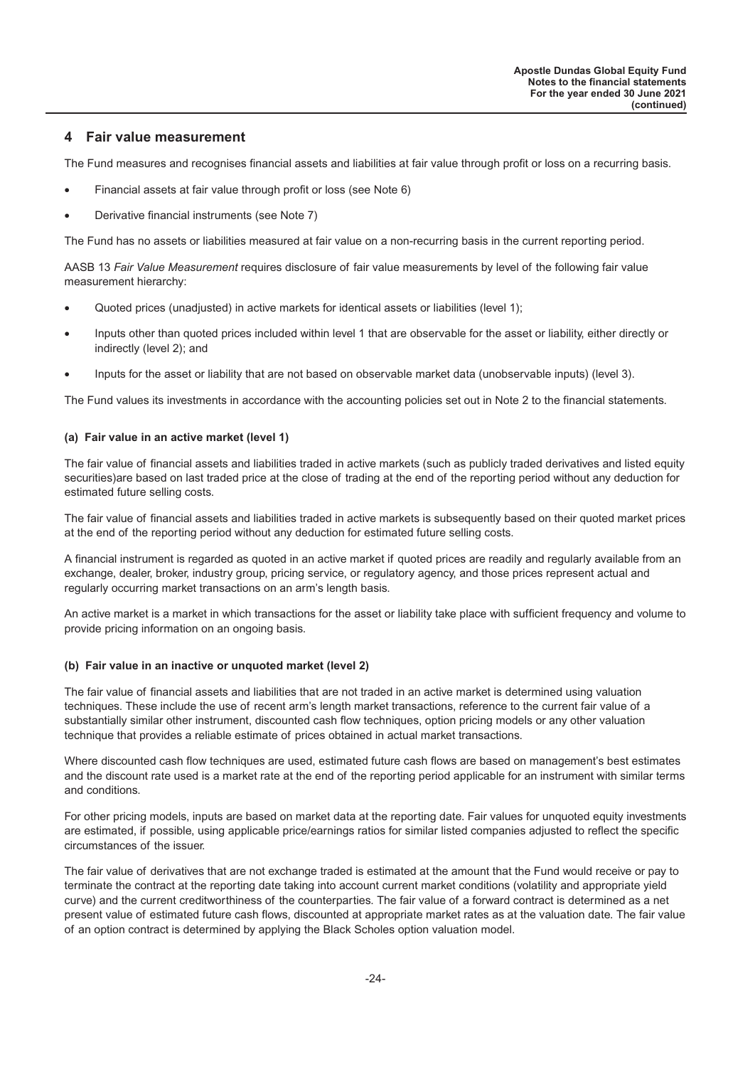## 4 Fair value measurement

The Fund measures and recognises financial assets and liabilities at fair value through profit or loss on a recurring basis.

- Financial assets at fair value through profit or loss (see Note 6)
- Derivative financial instruments (see Note 7)

The Fund has no assets or liabilities measured at fair value on a non-recurring basis in the current reporting period.

AASB 13 *Fair Value Measurement* requires disclosure of fair value measurements by level of the following fair value measurement hierarchy:

- Quoted prices (unadjusted) in active markets for identical assets or liabilities (level 1);
- Inputs other than quoted prices included within level 1 that are observable for the asset or liability, either directly or indirectly (level 2); and
- Inputs for the asset or liability that are not based on observable market data (unobservable inputs) (level 3).

The Fund values its investments in accordance with the accounting policies set out in Note 2 to the financial statements.

#### (a) Fair value in an active market (level 1)

The fair value of financial assets and liabilities traded in active markets (such as publicly traded derivatives and listed equity securities)are based on last traded price at the close of trading at the end of the reporting period without any deduction for estimated future selling costs.

The fair value of financial assets and liabilities traded in active markets is subsequently based on their quoted market prices at the end of the reporting period without any deduction for estimated future selling costs.

A financial instrument is regarded as quoted in an active market if quoted prices are readily and regularly available from an exchange, dealer, broker, industry group, pricing service, or regulatory agency, and those prices represent actual and regularly occurring market transactions on an arm's length basis.

An active market is a market in which transactions for the asset or liability take place with sufficient frequency and volume to provide pricing information on an ongoing basis.

#### (b) Fair value in an inactive or unquoted market (level 2)

The fair value of financial assets and liabilities that are not traded in an active market is determined using valuation techniques. These include the use of recent arm's length market transactions, reference to the current fair value of a substantially similar other instrument, discounted cash flow techniques, option pricing models or any other valuation technique that provides a reliable estimate of prices obtained in actual market transactions.

Where discounted cash flow techniques are used, estimated future cash flows are based on management's best estimates and the discount rate used is a market rate at the end of the reporting period applicable for an instrument with similar terms and conditions.

For other pricing models, inputs are based on market data at the reporting date. Fair values for unquoted equity investments are estimated, if possible, using applicable price/earnings ratios for similar listed companies adjusted to reflect the specific circumstances of the issuer.

The fair value of derivatives that are not exchange traded is estimated at the amount that the Fund would receive or pay to terminate the contract at the reporting date taking into account current market conditions (volatility and appropriate yield curve) and the current creditworthiness of the counterparties. The fair value of a forward contract is determined as a net present value of estimated future cash flows, discounted at appropriate market rates as at the valuation date. The fair value of an option contract is determined by applying the Black Scholes option valuation model.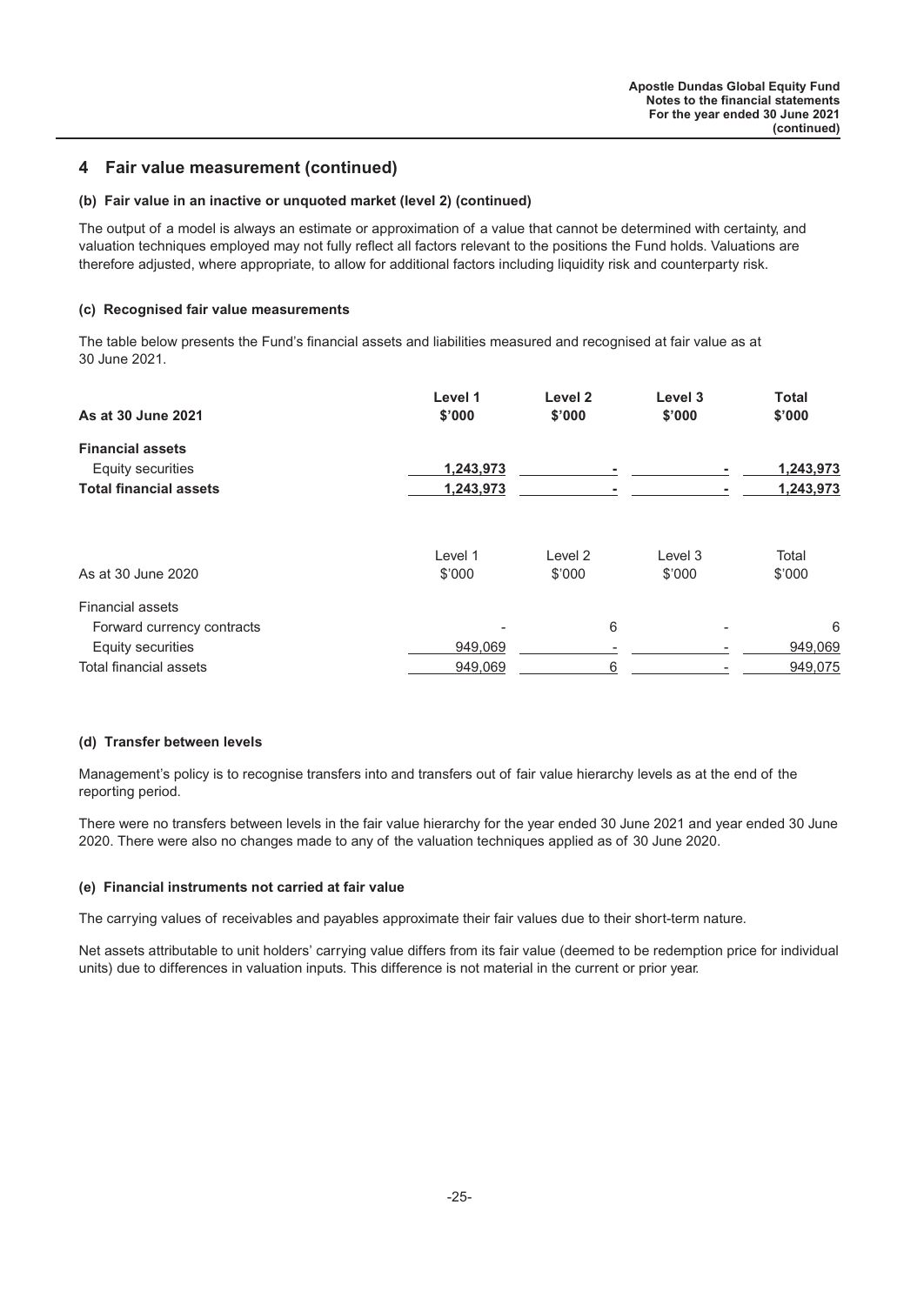## 4 Fair value measurement (continued)

### (b) Fair value in an inactive or unquoted market (level 2) (continued)

The output of a model is always an estimate or approximation of a value that cannot be determined with certainty, and valuation techniques employed may not fully reflect all factors relevant to the positions the Fund holds. Valuations are therefore adjusted, where appropriate, to allow for additional factors including liquidity risk and counterparty risk.

### (c) Recognised fair value measurements

The table below presents the Fund's financial assets and liabilities measured and recognised at fair value as at 30 June 2021.

| **As at 30 June 2021** | **Level 1 $'000** | **Level 2 $'000** | **Level 3 $'000** | **Total $'000** |
|---|---|---|---|---|
| **Financial assets** | | | | |
| Equity securities | **1,243,973** | **-** | **-** | **1,243,973** |
| **Total financial assets** | **1,243,973** | **-** | **-** | **1,243,973** |

| As at 30 June 2020 | Level 1 $'000 | Level 2 $'000 | Level 3 $'000 | Total $'000 |
|---|---|---|---|---|
| Financial assets | | | | |
| Forward currency contracts | - | 6 | - | 6 |
| Equity securities | 949,069 | - | - | 949,069 |
| Total financial assets | 949,069 | 6 | - | 949,075 |

### (d) Transfer between levels

Management's policy is to recognise transfers into and transfers out of fair value hierarchy levels as at the end of the reporting period.

There were no transfers between levels in the fair value hierarchy for the year ended 30 June 2021 and year ended 30 June 2020. There were also no changes made to any of the valuation techniques applied as of 30 June 2020.

### (e) Financial instruments not carried at fair value

The carrying values of receivables and payables approximate their fair values due to their short-term nature.

Net assets attributable to unit holders' carrying value differs from its fair value (deemed to be redemption price for individual units) due to differences in valuation inputs. This difference is not material in the current or prior year.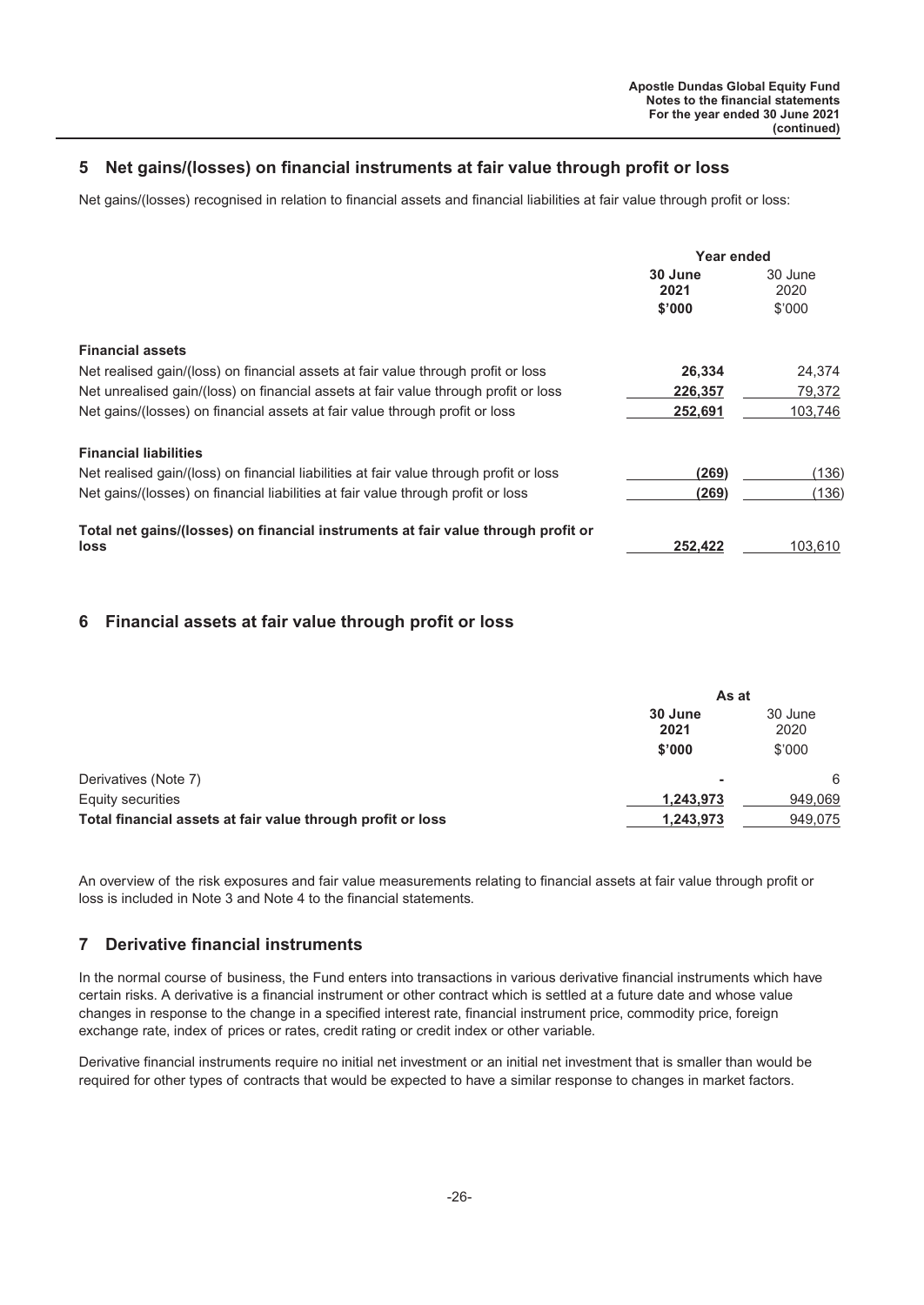## 5 Net gains/(losses) on financial instruments at fair value through profit or loss

Net gains/(losses) recognised in relation to financial assets and financial liabilities at fair value through profit or loss:

| | Year ended | |
|---|---|---|
| | **30 June 2021** | 30 June 2020 |
| | **\$'000** | \$'000 |
| **Financial assets** | | |
| Net realised gain/(loss) on financial assets at fair value through profit or loss | **26,334** | 24,374 |
| Net unrealised gain/(loss) on financial assets at fair value through profit or loss | **226,357** | 79,372 |
| Net gains/(losses) on financial assets at fair value through profit or loss | **252,691** | 103,746 |
| **Financial liabilities** | | |
| Net realised gain/(loss) on financial liabilities at fair value through profit or loss | **(269)** | (136) |
| Net gains/(losses) on financial liabilities at fair value through profit or loss | **(269)** | (136) |
| **Total net gains/(losses) on financial instruments at fair value through profit or loss** | **252,422** | 103,610 |

## 6 Financial assets at fair value through profit or loss

| | As at | |
|---|---|---|
| | **30 June 2021** | 30 June 2020 |
| | **\$'000** | \$'000 |
| Derivatives (Note 7) | **-** | 6 |
| Equity securities | **1,243,973** | 949,069 |
| **Total financial assets at fair value through profit or loss** | **1,243,973** | 949,075 |

An overview of the risk exposures and fair value measurements relating to financial assets at fair value through profit or loss is included in Note 3 and Note 4 to the financial statements.

## 7 Derivative financial instruments

In the normal course of business, the Fund enters into transactions in various derivative financial instruments which have certain risks. A derivative is a financial instrument or other contract which is settled at a future date and whose value changes in response to the change in a specified interest rate, financial instrument price, commodity price, foreign exchange rate, index of prices or rates, credit rating or credit index or other variable.

Derivative financial instruments require no initial net investment or an initial net investment that is smaller than would be required for other types of contracts that would be expected to have a similar response to changes in market factors.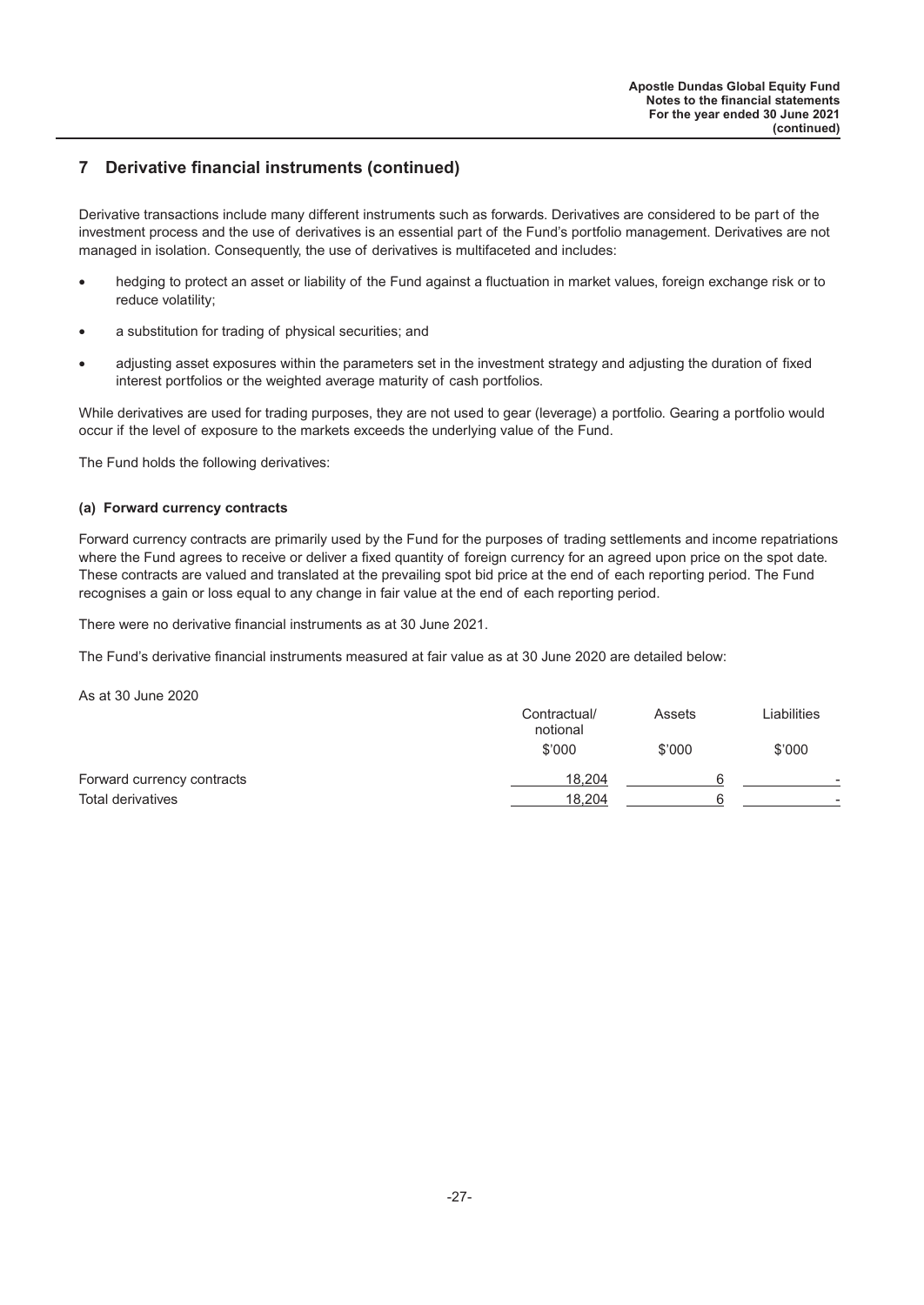## 7 Derivative financial instruments (continued)

Derivative transactions include many different instruments such as forwards. Derivatives are considered to be part of the investment process and the use of derivatives is an essential part of the Fund's portfolio management. Derivatives are not managed in isolation. Consequently, the use of derivatives is multifaceted and includes:

- hedging to protect an asset or liability of the Fund against a fluctuation in market values, foreign exchange risk or to reduce volatility;
- a substitution for trading of physical securities; and
- adjusting asset exposures within the parameters set in the investment strategy and adjusting the duration of fixed interest portfolios or the weighted average maturity of cash portfolios.

While derivatives are used for trading purposes, they are not used to gear (leverage) a portfolio. Gearing a portfolio would occur if the level of exposure to the markets exceeds the underlying value of the Fund.

The Fund holds the following derivatives:

### (a) Forward currency contracts

Forward currency contracts are primarily used by the Fund for the purposes of trading settlements and income repatriations where the Fund agrees to receive or deliver a fixed quantity of foreign currency for an agreed upon price on the spot date. These contracts are valued and translated at the prevailing spot bid price at the end of each reporting period. The Fund recognises a gain or loss equal to any change in fair value at the end of each reporting period.

There were no derivative financial instruments as at 30 June 2021.

The Fund's derivative financial instruments measured at fair value as at 30 June 2020 are detailed below:

As at 30 June 2020

| | Contractual/ notional | Assets | Liabilities |
|---|---|---|---|
| | $'000 | $'000 | $'000 |
| Forward currency contracts | 18,204 | 6 | - |
| Total derivatives | 18,204 | 6 | - |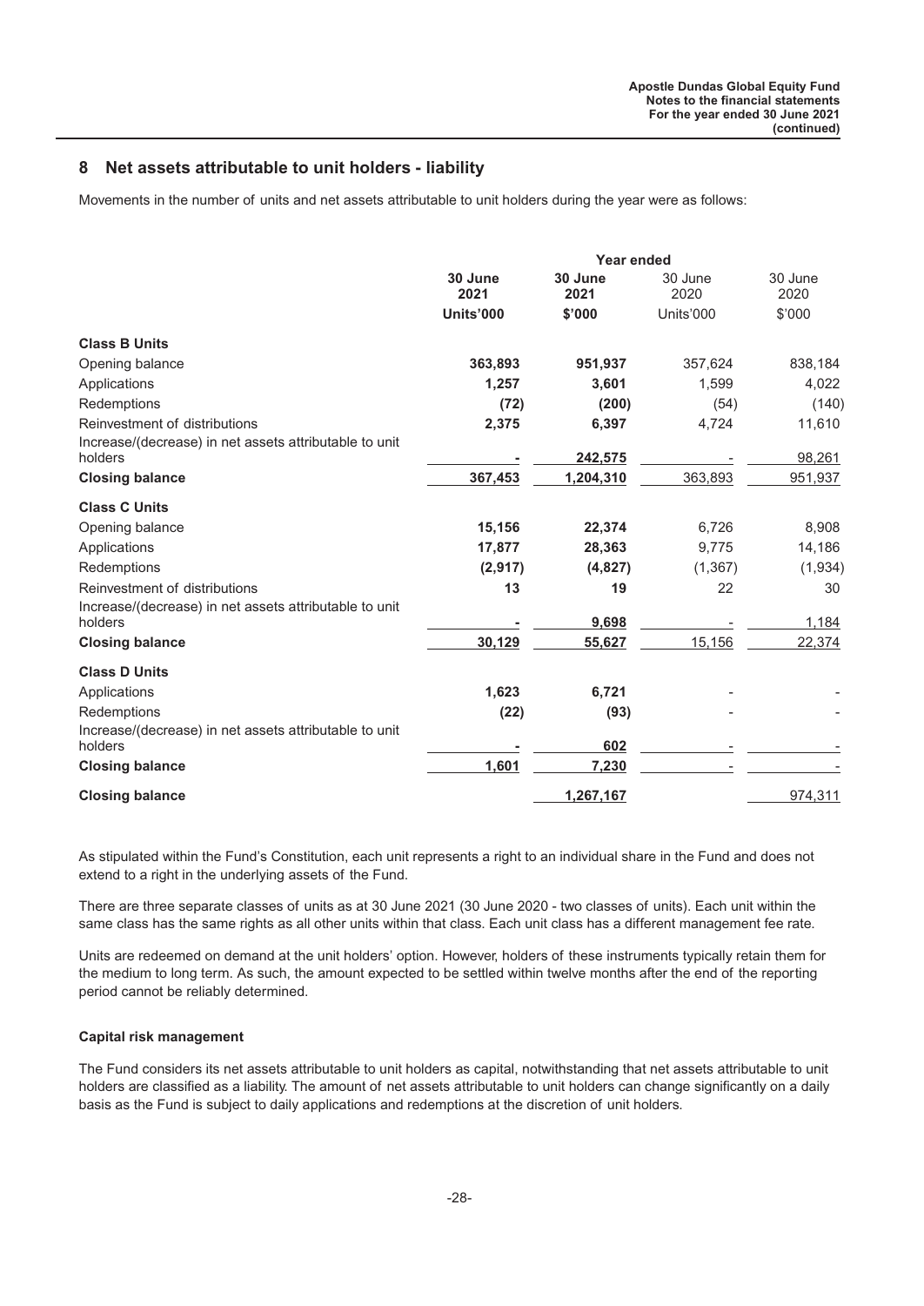## 8 Net assets attributable to unit holders - liability

Movements in the number of units and net assets attributable to unit holders during the year were as follows:

| | Year ended | | | |
|---|---|---|---|---|
| | **30 June 2021** | **30 June 2021** | 30 June 2020 | 30 June 2020 |
| | **Units'000** | **$'000** | Units'000 | $'000 |
| **Class B Units** | | | | |
| Opening balance | **363,893** | **951,937** | 357,624 | 838,184 |
| Applications | **1,257** | **3,601** | 1,599 | 4,022 |
| Redemptions | **(72)** | **(200)** | (54) | (140) |
| Reinvestment of distributions | **2,375** | **6,397** | 4,724 | 11,610 |
| Increase/(decrease) in net assets attributable to unit holders | **-** | **242,575** | - | 98,261 |
| **Closing balance** | **367,453** | **1,204,310** | 363,893 | 951,937 |
| **Class C Units** | | | | |
| Opening balance | **15,156** | **22,374** | 6,726 | 8,908 |
| Applications | **17,877** | **28,363** | 9,775 | 14,186 |
| Redemptions | **(2,917)** | **(4,827)** | (1,367) | (1,934) |
| Reinvestment of distributions | **13** | **19** | 22 | 30 |
| Increase/(decrease) in net assets attributable to unit holders | **-** | **9,698** | - | 1,184 |
| **Closing balance** | **30,129** | **55,627** | 15,156 | 22,374 |
| **Class D Units** | | | | |
| Applications | **1,623** | **6,721** | - | - |
| Redemptions | **(22)** | **(93)** | - | - |
| Increase/(decrease) in net assets attributable to unit holders | **-** | **602** | - | - |
| **Closing balance** | **1,601** | **7,230** | - | - |
| **Closing balance** | | **1,267,167** | | 974,311 |

As stipulated within the Fund's Constitution, each unit represents a right to an individual share in the Fund and does not extend to a right in the underlying assets of the Fund.

There are three separate classes of units as at 30 June 2021 (30 June 2020 - two classes of units). Each unit within the same class has the same rights as all other units within that class. Each unit class has a different management fee rate.

Units are redeemed on demand at the unit holders' option. However, holders of these instruments typically retain them for the medium to long term. As such, the amount expected to be settled within twelve months after the end of the reporting period cannot be reliably determined.

### Capital risk management

The Fund considers its net assets attributable to unit holders as capital, notwithstanding that net assets attributable to unit holders are classified as a liability. The amount of net assets attributable to unit holders can change significantly on a daily basis as the Fund is subject to daily applications and redemptions at the discretion of unit holders.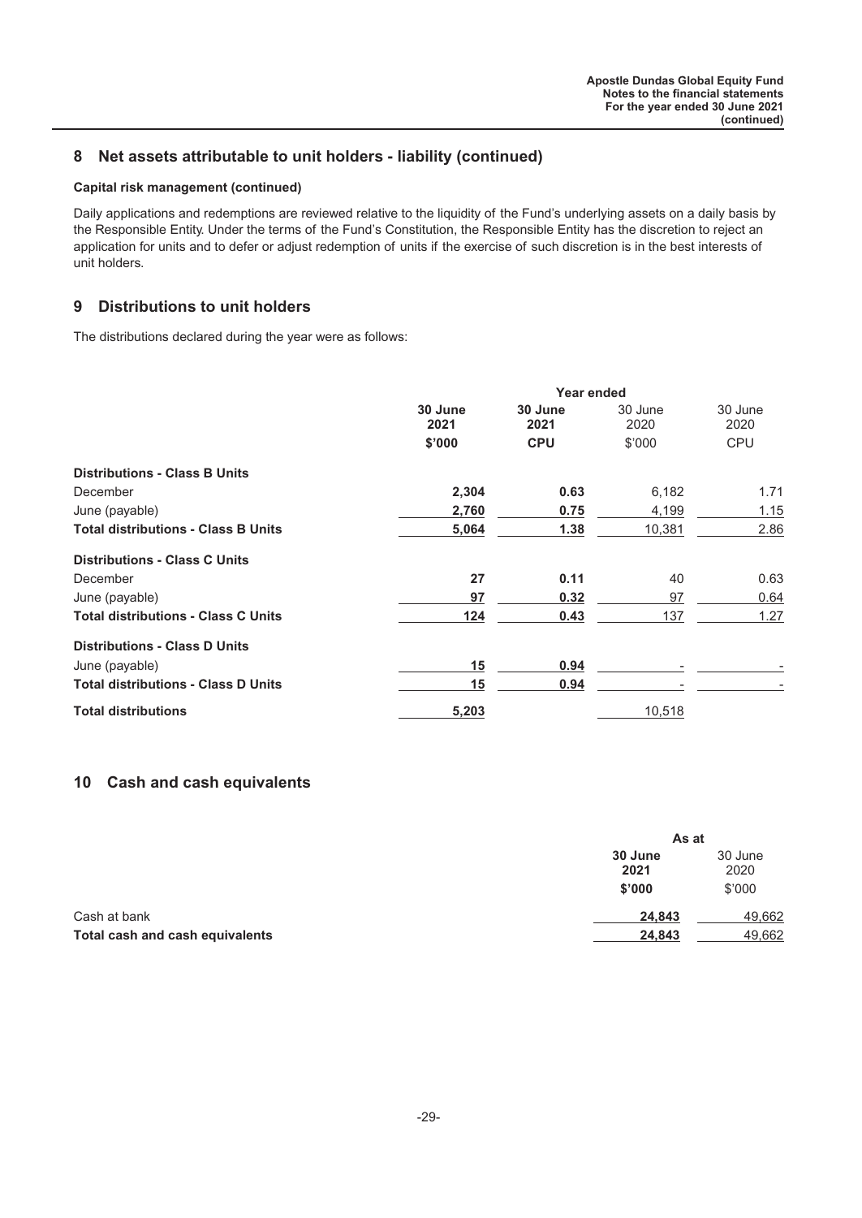## 8 Net assets attributable to unit holders - liability (continued)

### Capital risk management (continued)

Daily applications and redemptions are reviewed relative to the liquidity of the Fund's underlying assets on a daily basis by the Responsible Entity. Under the terms of the Fund's Constitution, the Responsible Entity has the discretion to reject an application for units and to defer or adjust redemption of units if the exercise of such discretion is in the best interests of unit holders.

## 9 Distributions to unit holders

The distributions declared during the year were as follows:

| | Year ended | | | |
|---|---|---|---|---|
| | **30 June 2021** | **30 June 2021** | 30 June 2020 | 30 June 2020 |
| | **$'000** | **CPU** | $'000 | CPU |
| **Distributions - Class B Units** | | | | |
| December | **2,304** | **0.63** | 6,182 | 1.71 |
| June (payable) | **2,760** | **0.75** | 4,199 | 1.15 |
| **Total distributions - Class B Units** | **5,064** | **1.38** | 10,381 | 2.86 |
| **Distributions - Class C Units** | | | | |
| December | **27** | **0.11** | 40 | 0.63 |
| June (payable) | **97** | **0.32** | 97 | 0.64 |
| **Total distributions - Class C Units** | **124** | **0.43** | 137 | 1.27 |
| **Distributions - Class D Units** | | | | |
| June (payable) | **15** | **0.94** | - | - |
| **Total distributions - Class D Units** | **15** | **0.94** | - | - |
| **Total distributions** | **5,203** | | 10,518 | |

## 10 Cash and cash equivalents

| | As at | |
|---|---|---|
| | **30 June 2021** | 30 June 2020 |
| | **$'000** | $'000 |
| Cash at bank | **24,843** | 49,662 |
| **Total cash and cash equivalents** | **24,843** | 49,662 |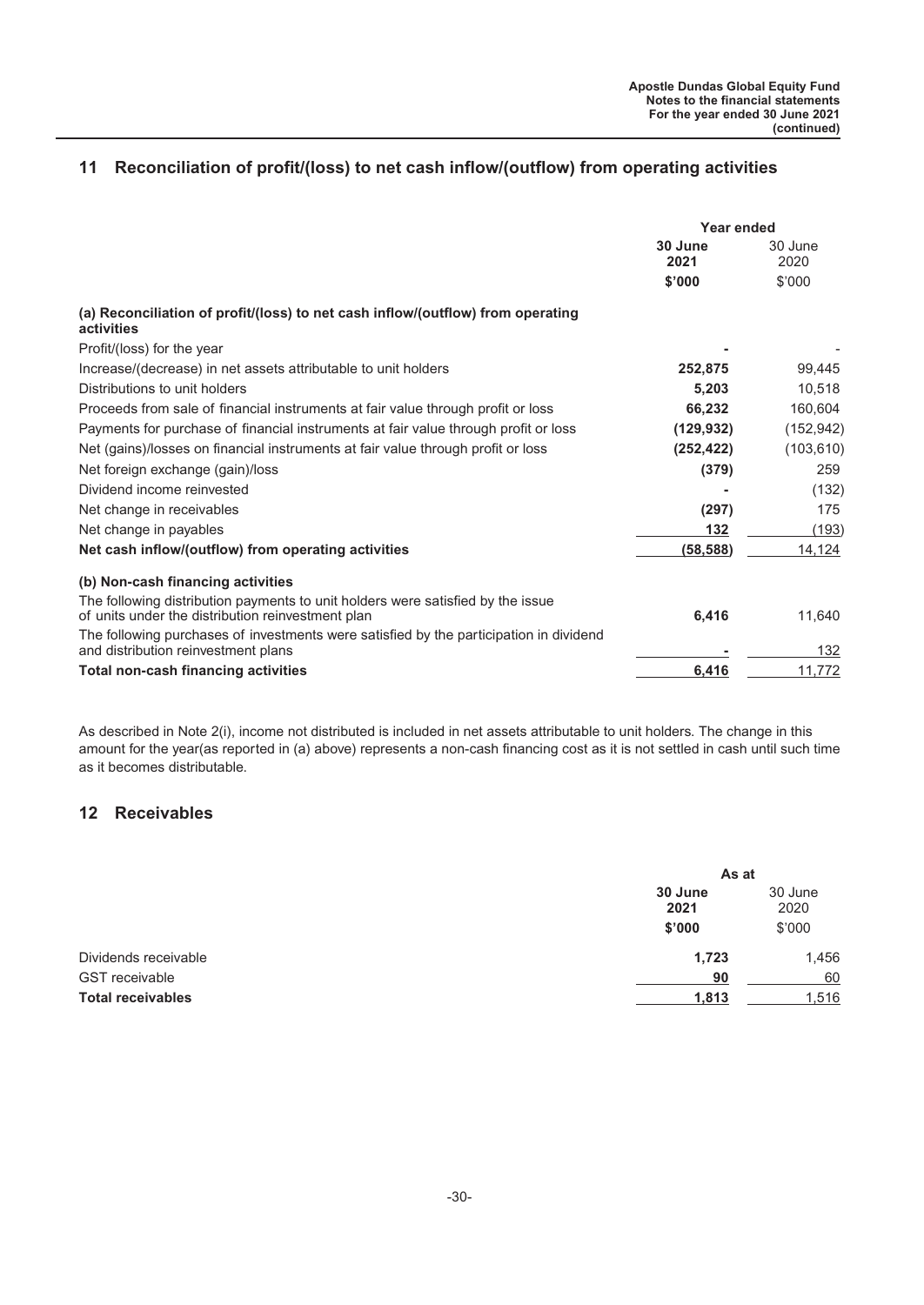## 11 Reconciliation of profit/(loss) to net cash inflow/(outflow) from operating activities

| | Year ended | |
|---|---|---|
| | **30 June 2021** | 30 June 2020 |
| | **$'000** | $'000 |
| **(a) Reconciliation of profit/(loss) to net cash inflow/(outflow) from operating activities** | | |
| Profit/(loss) for the year | **-** | - |
| Increase/(decrease) in net assets attributable to unit holders | **252,875** | 99,445 |
| Distributions to unit holders | **5,203** | 10,518 |
| Proceeds from sale of financial instruments at fair value through profit or loss | **66,232** | 160,604 |
| Payments for purchase of financial instruments at fair value through profit or loss | **(129,932)** | (152,942) |
| Net (gains)/losses on financial instruments at fair value through profit or loss | **(252,422)** | (103,610) |
| Net foreign exchange (gain)/loss | **(379)** | 259 |
| Dividend income reinvested | **-** | (132) |
| Net change in receivables | **(297)** | 175 |
| Net change in payables | **132** | (193) |
| **Net cash inflow/(outflow) from operating activities** | **(58,588)** | 14,124 |
| **(b) Non-cash financing activities** | | |
| The following distribution payments to unit holders were satisfied by the issue of units under the distribution reinvestment plan | **6,416** | 11,640 |
| The following purchases of investments were satisfied by the participation in dividend and distribution reinvestment plans | **-** | 132 |
| **Total non-cash financing activities** | **6,416** | 11,772 |

As described in Note 2(i), income not distributed is included in net assets attributable to unit holders. The change in this amount for the year(as reported in (a) above) represents a non-cash financing cost as it is not settled in cash until such time as it becomes distributable.

## 12 Receivables

| | As at | |
|---|---|---|
| | **30 June 2021** | 30 June 2020 |
| | **$'000** | $'000 |
| Dividends receivable | **1,723** | 1,456 |
| GST receivable | **90** | 60 |
| **Total receivables** | **1,813** | 1,516 |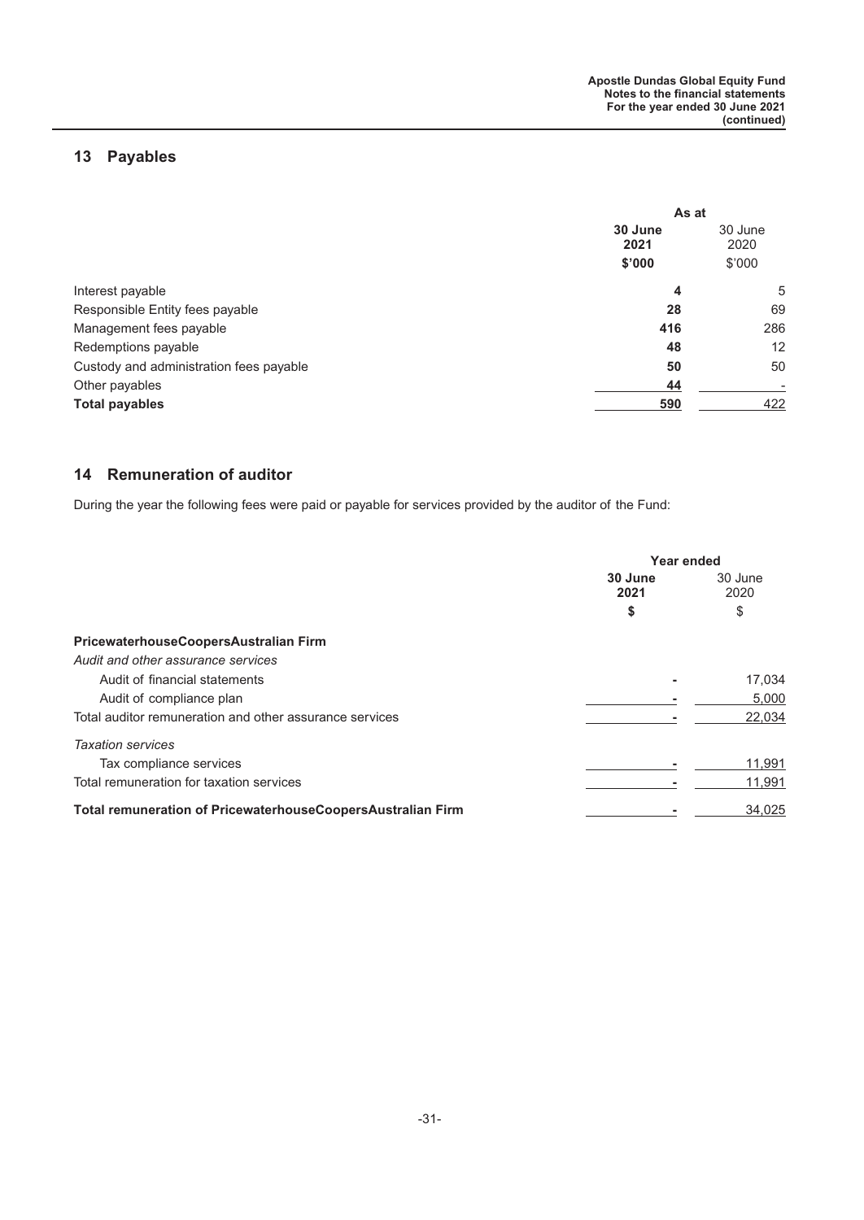## 13 Payables

| | As at | |
|---|---|---|
| | **30 June 2021** | 30 June 2020 |
| | **$'000** | $'000 |
| Interest payable | **4** | 5 |
| Responsible Entity fees payable | **28** | 69 |
| Management fees payable | **416** | 286 |
| Redemptions payable | **48** | 12 |
| Custody and administration fees payable | **50** | 50 |
| Other payables | **44** | - |
| **Total payables** | **590** | 422 |

## 14 Remuneration of auditor

During the year the following fees were paid or payable for services provided by the auditor of the Fund:

| | Year ended | |
|---|---|---|
| | **30 June 2021** | 30 June 2020 |
| | **$** | $ |
| **PricewaterhouseCoopersAustralian Firm** | | |
| *Audit and other assurance services* | | |
| Audit of financial statements | **-** | 17,034 |
| Audit of compliance plan | **-** | 5,000 |
| Total auditor remuneration and other assurance services | **-** | 22,034 |
| *Taxation services* | | |
| Tax compliance services | **-** | 11,991 |
| Total remuneration for taxation services | **-** | 11,991 |
| **Total remuneration of PricewaterhouseCoopersAustralian Firm** | **-** | 34,025 |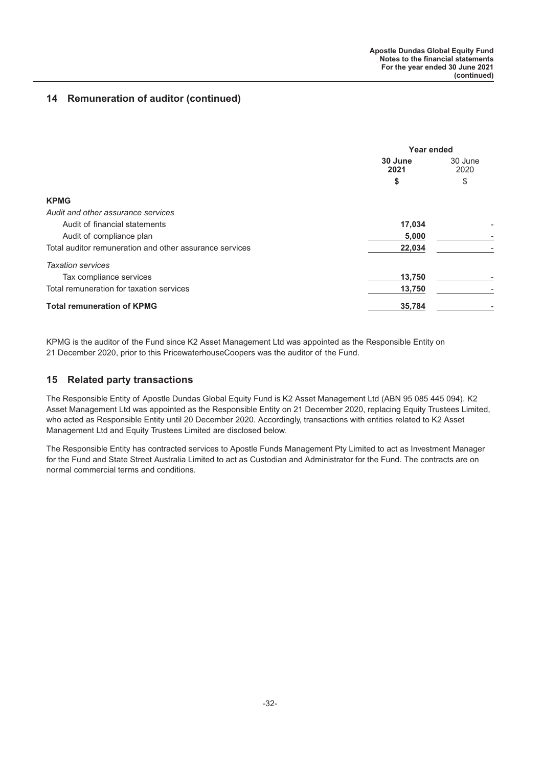## 14 Remuneration of auditor (continued)

| | Year ended | |
|---|---|---|
| | **30 June 2021** | 30 June 2020 |
| | **$** | $ |
| **KPMG** | | |
| *Audit and other assurance services* | | |
| Audit of financial statements | **17,034** | - |
| Audit of compliance plan | **5,000** | - |
| Total auditor remuneration and other assurance services | **22,034** | - |
| *Taxation services* | | |
| Tax compliance services | **13,750** | - |
| Total remuneration for taxation services | **13,750** | - |
| **Total remuneration of KPMG** | **35,784** | - |

KPMG is the auditor of the Fund since K2 Asset Management Ltd was appointed as the Responsible Entity on 21 December 2020, prior to this PricewaterhouseCoopers was the auditor of the Fund.

## 15 Related party transactions

The Responsible Entity of Apostle Dundas Global Equity Fund is K2 Asset Management Ltd (ABN 95 085 445 094). K2 Asset Management Ltd was appointed as the Responsible Entity on 21 December 2020, replacing Equity Trustees Limited, who acted as Responsible Entity until 20 December 2020. Accordingly, transactions with entities related to K2 Asset Management Ltd and Equity Trustees Limited are disclosed below.

The Responsible Entity has contracted services to Apostle Funds Management Pty Limited to act as Investment Manager for the Fund and State Street Australia Limited to act as Custodian and Administrator for the Fund. The contracts are on normal commercial terms and conditions.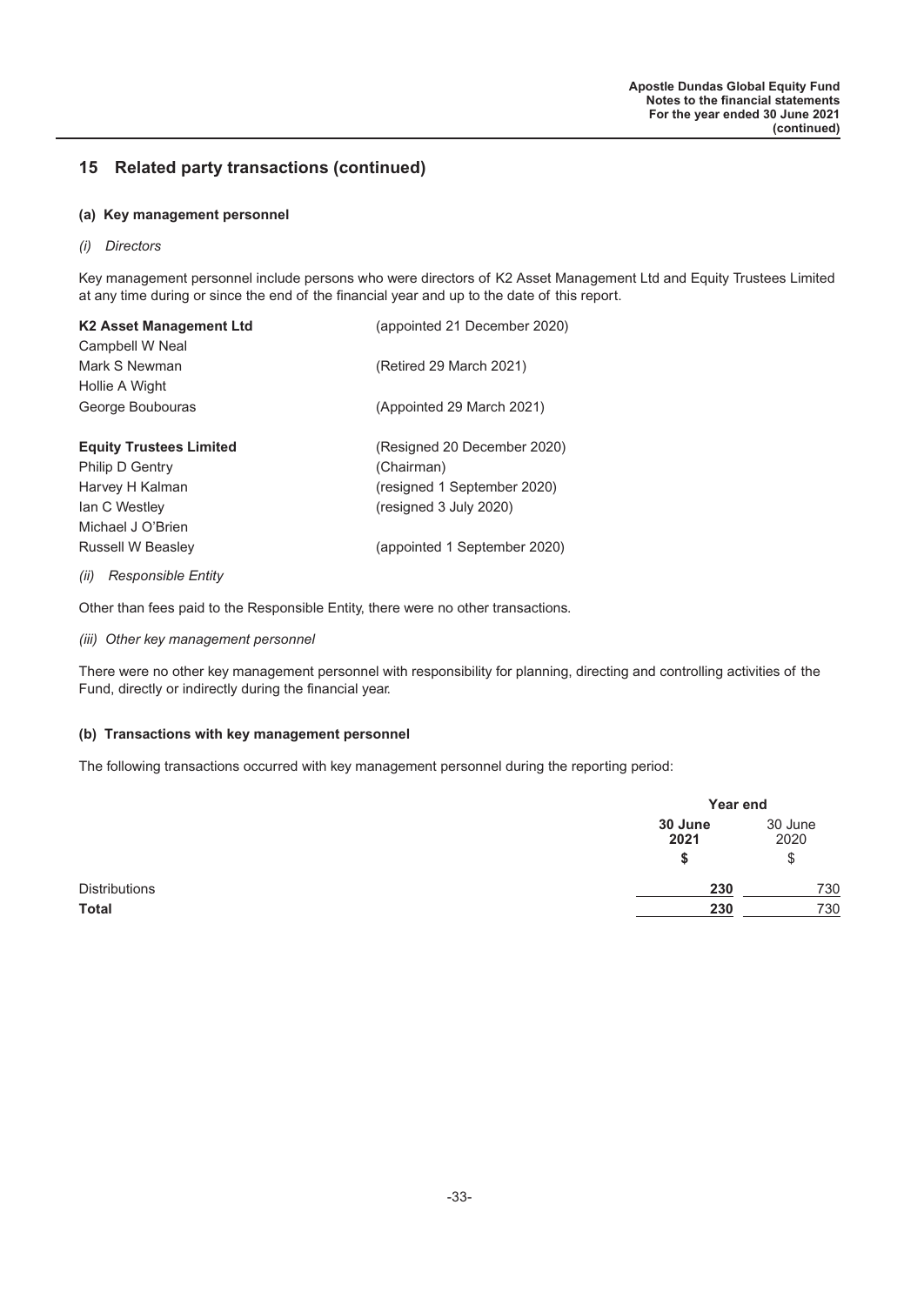## 15 Related party transactions (continued)

### (a) Key management personnel

*(i) Directors*

Key management personnel include persons who were directors of K2 Asset Management Ltd and Equity Trustees Limited at any time during or since the end of the financial year and up to the date of this report.

| | |
|---|---|
| **K2 Asset Management Ltd** | (appointed 21 December 2020) |
| Campbell W Neal | |
| Mark S Newman | (Retired 29 March 2021) |
| Hollie A Wight | |
| George Boubouras | (Appointed 29 March 2021) |
| | |
| **Equity Trustees Limited** | (Resigned 20 December 2020) |
| Philip D Gentry | (Chairman) |
| Harvey H Kalman | (resigned 1 September 2020) |
| Ian C Westley | (resigned 3 July 2020) |
| Michael J O'Brien | |
| Russell W Beasley | (appointed 1 September 2020) |

*(ii) Responsible Entity*

Other than fees paid to the Responsible Entity, there were no other transactions.

*(iii) Other key management personnel*

There were no other key management personnel with responsibility for planning, directing and controlling activities of the Fund, directly or indirectly during the financial year.

### (b) Transactions with key management personnel

The following transactions occurred with key management personnel during the reporting period:

| | Year end | |
|---|---|---|
| | **30 June 2021** | 30 June 2020 |
| | **$** | $ |
| Distributions | **230** | 730 |
| **Total** | **230** | 730 |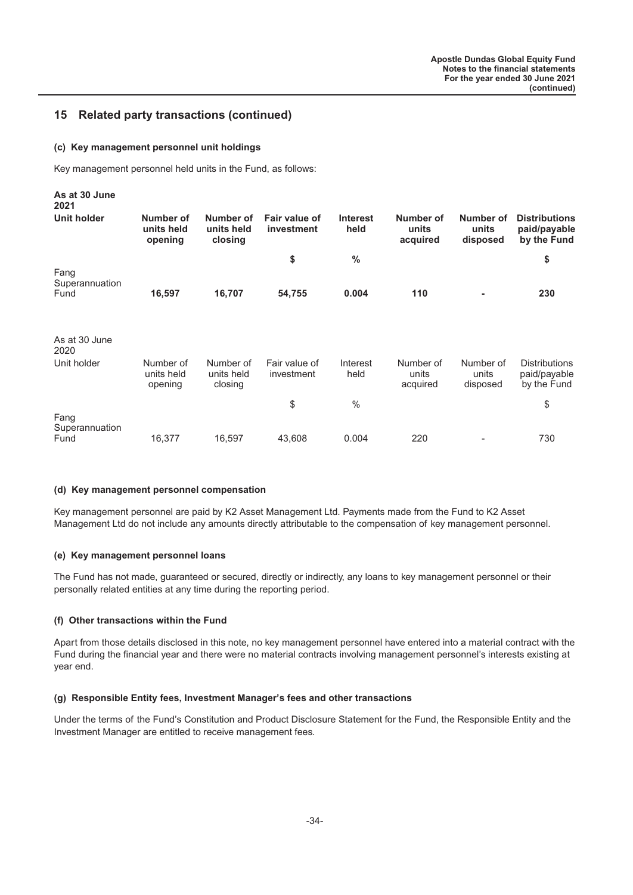## 15 Related party transactions (continued)

### (c) Key management personnel unit holdings

Key management personnel held units in the Fund, as follows:

**As at 30 June 2021**

| Unit holder | Number of units held opening | Number of units held closing | Fair value of investment | Interest held | Number of units acquired | Number of units disposed | Distributions paid/payable by the Fund |
|---|---|---|---|---|---|---|---|
| | | | $ | % | | | $ |
| Fang Superannuation Fund | **16,597** | **16,707** | **54,755** | **0.004** | **110** | **-** | **230** |

As at 30 June 2020

| Unit holder | Number of units held opening | Number of units held closing | Fair value of investment | Interest held | Number of units acquired | Number of units disposed | Distributions paid/payable by the Fund |
|---|---|---|---|---|---|---|---|
| | | | $ | % | | | $ |
| Fang Superannuation Fund | 16,377 | 16,597 | 43,608 | 0.004 | 220 | - | 730 |

### (d) Key management personnel compensation

Key management personnel are paid by K2 Asset Management Ltd. Payments made from the Fund to K2 Asset Management Ltd do not include any amounts directly attributable to the compensation of key management personnel.

### (e) Key management personnel loans

The Fund has not made, guaranteed or secured, directly or indirectly, any loans to key management personnel or their personally related entities at any time during the reporting period.

### (f) Other transactions within the Fund

Apart from those details disclosed in this note, no key management personnel have entered into a material contract with the Fund during the financial year and there were no material contracts involving management personnel's interests existing at year end.

### (g) Responsible Entity fees, Investment Manager's fees and other transactions

Under the terms of the Fund's Constitution and Product Disclosure Statement for the Fund, the Responsible Entity and the Investment Manager are entitled to receive management fees.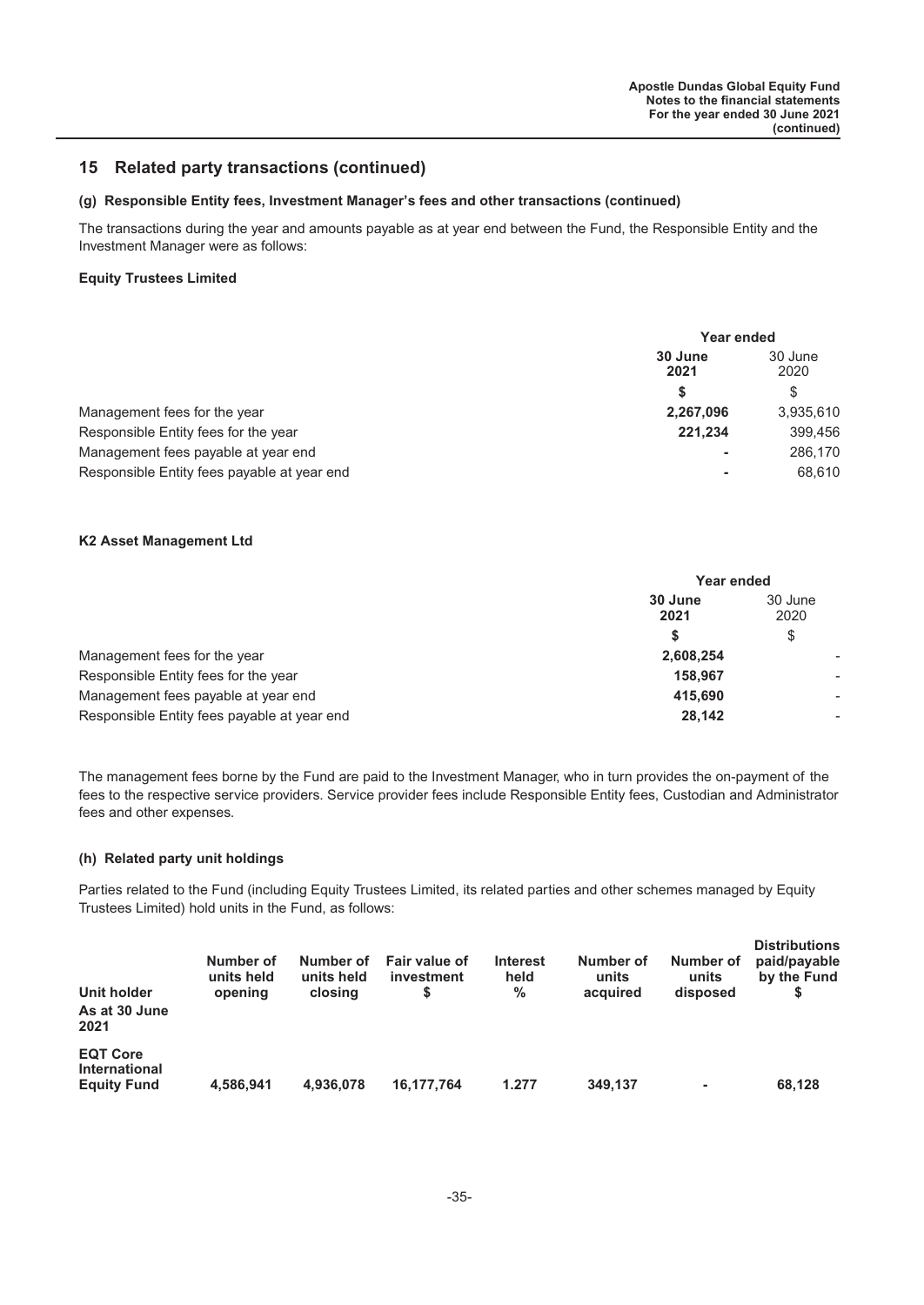## 15 Related party transactions (continued)

### (g) Responsible Entity fees, Investment Manager's fees and other transactions (continued)

The transactions during the year and amounts payable as at year end between the Fund, the Responsible Entity and the Investment Manager were as follows:

**Equity Trustees Limited**

| | Year ended | |
|---|---|---|
| | **30 June 2021** | 30 June 2020 |
| | **$** | $ |
| Management fees for the year | **2,267,096** | 3,935,610 |
| Responsible Entity fees for the year | **221,234** | 399,456 |
| Management fees payable at year end | **-** | 286,170 |
| Responsible Entity fees payable at year end | **-** | 68,610 |

**K2 Asset Management Ltd**

| | Year ended | |
|---|---|---|
| | **30 June 2021** | 30 June 2020 |
| | **$** | $ |
| Management fees for the year | **2,608,254** | - |
| Responsible Entity fees for the year | **158,967** | - |
| Management fees payable at year end | **415,690** | - |
| Responsible Entity fees payable at year end | **28,142** | - |

The management fees borne by the Fund are paid to the Investment Manager, who in turn provides the on-payment of the fees to the respective service providers. Service provider fees include Responsible Entity fees, Custodian and Administrator fees and other expenses.

### (h) Related party unit holdings

Parties related to the Fund (including Equity Trustees Limited, its related parties and other schemes managed by Equity Trustees Limited) hold units in the Fund, as follows:

| Unit holder | Number of units held opening | Number of units held closing | Fair value of investment $ | Interest held % | Number of units acquired | Number of units disposed | Distributions paid/payable by the Fund $ |
|---|---|---|---|---|---|---|---|
| **As at 30 June 2021** | | | | | | | |
| **EQT Core International Equity Fund** | **4,586,941** | **4,936,078** | **16,177,764** | **1.277** | **349,137** | **-** | **68,128** |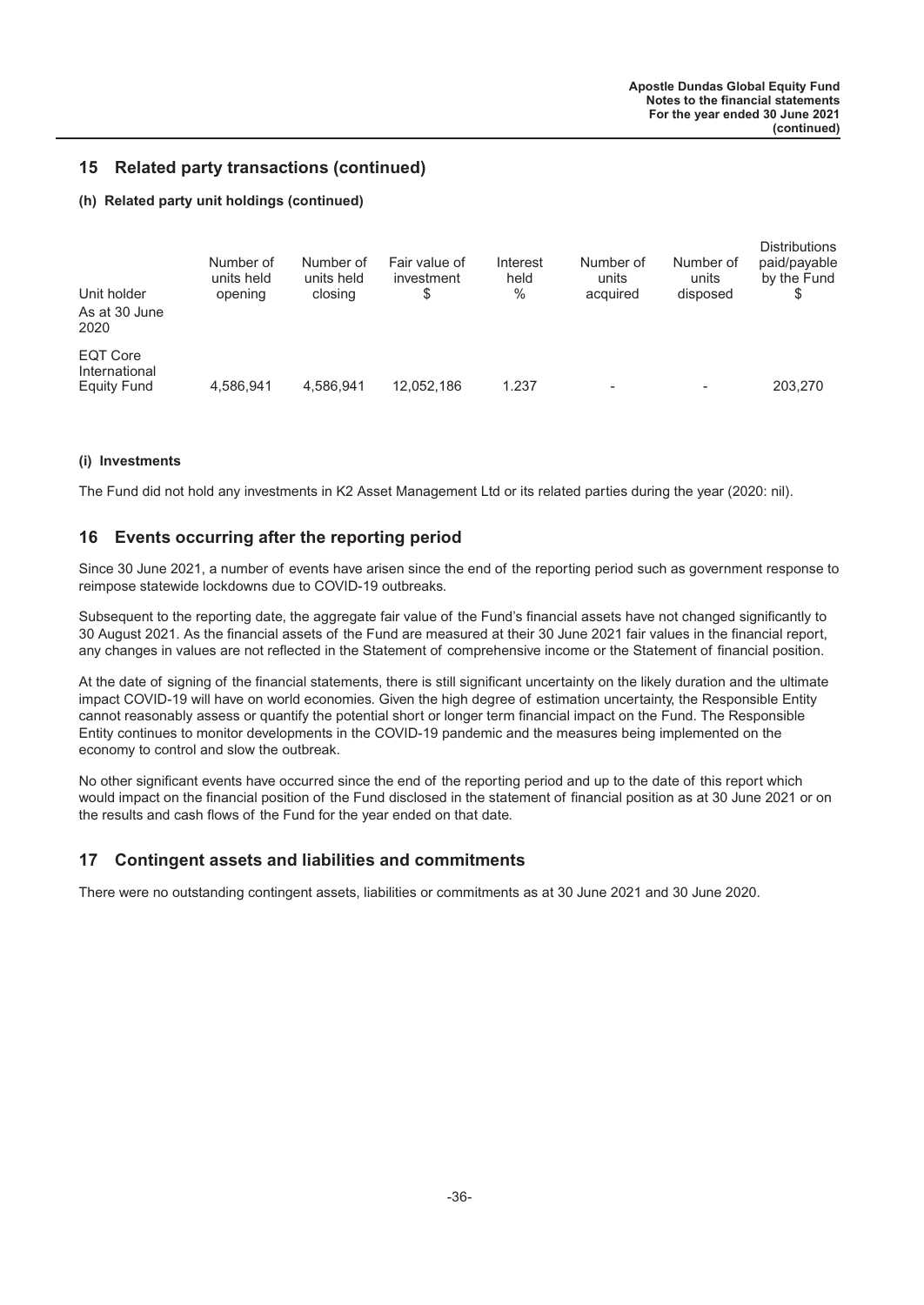## 15 Related party transactions (continued)

### (h) Related party unit holdings (continued)

| Unit holder | Number of units held opening | Number of units held closing | Fair value of investment $ | Interest held % | Number of units acquired | Number of units disposed | Distributions paid/payable by the Fund $ |
|---|---|---|---|---|---|---|---|
| As at 30 June 2020 | | | | | | | |
| EQT Core International Equity Fund | 4,586,941 | 4,586,941 | 12,052,186 | 1.237 | - | - | 203,270 |

### (i) Investments

The Fund did not hold any investments in K2 Asset Management Ltd or its related parties during the year (2020: nil).

## 16 Events occurring after the reporting period

Since 30 June 2021, a number of events have arisen since the end of the reporting period such as government response to reimpose statewide lockdowns due to COVID-19 outbreaks.

Subsequent to the reporting date, the aggregate fair value of the Fund's financial assets have not changed significantly to 30 August 2021. As the financial assets of the Fund are measured at their 30 June 2021 fair values in the financial report, any changes in values are not reflected in the Statement of comprehensive income or the Statement of financial position.

At the date of signing of the financial statements, there is still significant uncertainty on the likely duration and the ultimate impact COVID-19 will have on world economies. Given the high degree of estimation uncertainty, the Responsible Entity cannot reasonably assess or quantify the potential short or longer term financial impact on the Fund. The Responsible Entity continues to monitor developments in the COVID-19 pandemic and the measures being implemented on the economy to control and slow the outbreak.

No other significant events have occurred since the end of the reporting period and up to the date of this report which would impact on the financial position of the Fund disclosed in the statement of financial position as at 30 June 2021 or on the results and cash flows of the Fund for the year ended on that date.

## 17 Contingent assets and liabilities and commitments

There were no outstanding contingent assets, liabilities or commitments as at 30 June 2021 and 30 June 2020.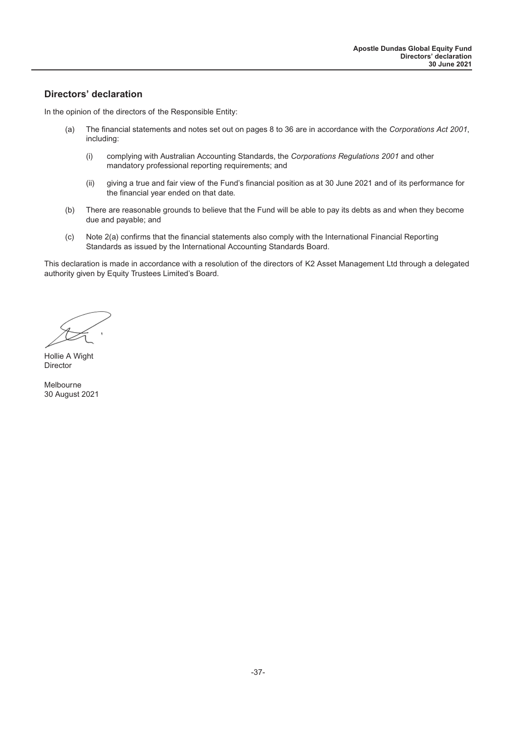## Directors' declaration

In the opinion of the directors of the Responsible Entity:

(a) The financial statements and notes set out on pages 8 to 36 are in accordance with the *Corporations Act 2001*, including:

  (i) complying with Australian Accounting Standards, the *Corporations Regulations 2001* and other mandatory professional reporting requirements; and

  (ii) giving a true and fair view of the Fund's financial position as at 30 June 2021 and of its performance for the financial year ended on that date.

(b) There are reasonable grounds to believe that the Fund will be able to pay its debts as and when they become due and payable; and

(c) Note 2(a) confirms that the financial statements also comply with the International Financial Reporting Standards as issued by the International Accounting Standards Board.

This declaration is made in accordance with a resolution of the directors of K2 Asset Management Ltd through a delegated authority given by Equity Trustees Limited's Board.

Hollie A Wight
Director

Melbourne
30 August 2021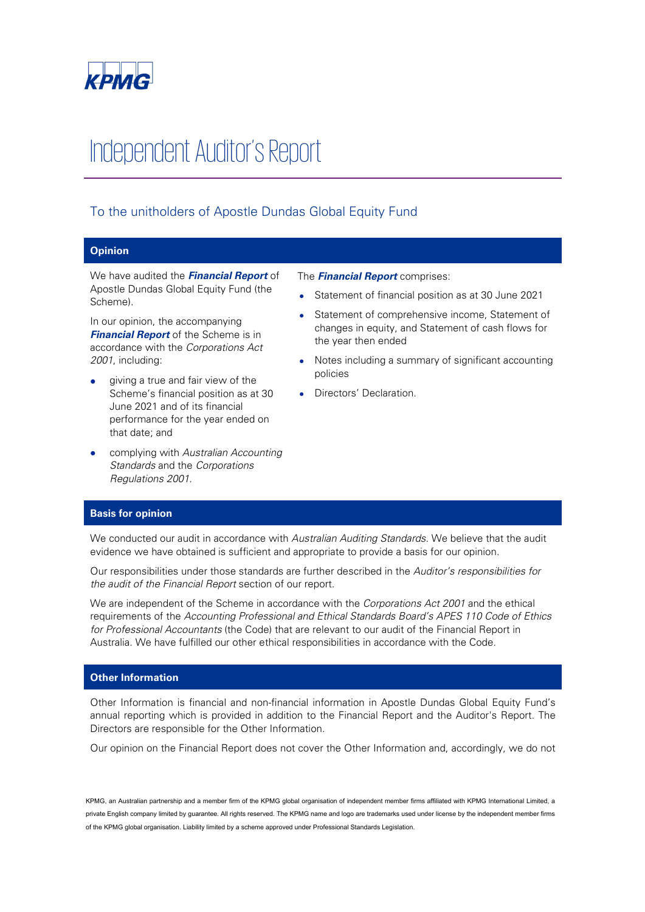KPMG

# Independent Auditor's Report

## To the unitholders of Apostle Dundas Global Equity Fund

### Opinion

We have audited the ***Financial Report*** of Apostle Dundas Global Equity Fund (the Scheme).

In our opinion, the accompanying ***Financial Report*** of the Scheme is in accordance with the *Corporations Act 2001*, including:

- giving a true and fair view of the Scheme's financial position as at 30 June 2021 and of its financial performance for the year ended on that date; and
- complying with *Australian Accounting Standards* and the *Corporations Regulations 2001*.

The ***Financial Report*** comprises:

- Statement of financial position as at 30 June 2021
- Statement of comprehensive income, Statement of changes in equity, and Statement of cash flows for the year then ended
- Notes including a summary of significant accounting policies
- Directors' Declaration.

### Basis for opinion

We conducted our audit in accordance with *Australian Auditing Standards*. We believe that the audit evidence we have obtained is sufficient and appropriate to provide a basis for our opinion.

Our responsibilities under those standards are further described in the *Auditor's responsibilities for the audit of the Financial Report* section of our report.

We are independent of the Scheme in accordance with the *Corporations Act 2001* and the ethical requirements of the *Accounting Professional and Ethical Standards Board's APES 110 Code of Ethics for Professional Accountants* (the Code) that are relevant to our audit of the Financial Report in Australia. We have fulfilled our other ethical responsibilities in accordance with the Code.

### Other Information

Other Information is financial and non-financial information in Apostle Dundas Global Equity Fund's annual reporting which is provided in addition to the Financial Report and the Auditor's Report. The Directors are responsible for the Other Information.

Our opinion on the Financial Report does not cover the Other Information and, accordingly, we do not

KPMG, an Australian partnership and a member firm of the KPMG global organisation of independent member firms affiliated with KPMG International Limited, a private English company limited by guarantee. All rights reserved. The KPMG name and logo are trademarks used under license by the independent member firms of the KPMG global organisation. Liability limited by a scheme approved under Professional Standards Legislation.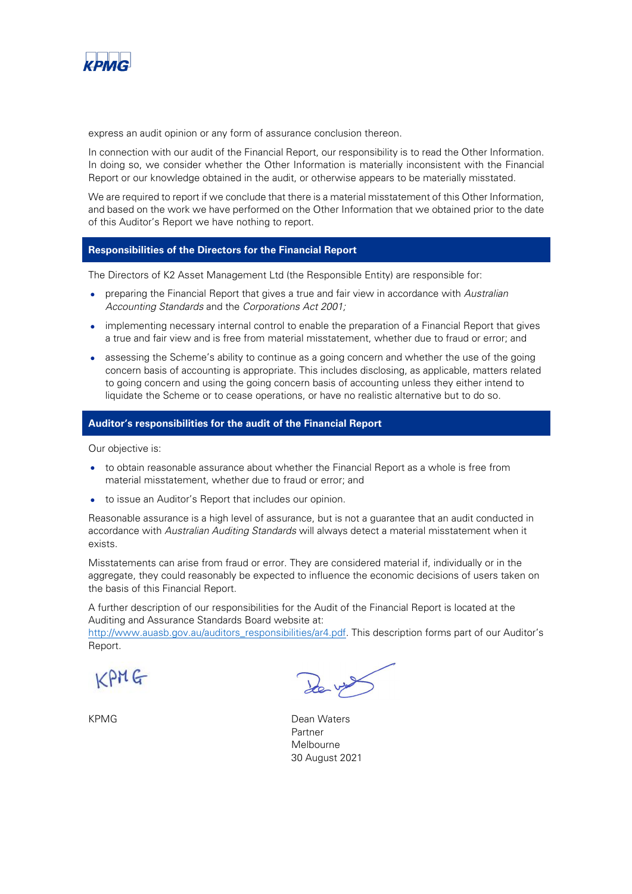express an audit opinion or any form of assurance conclusion thereon.

In connection with our audit of the Financial Report, our responsibility is to read the Other Information. In doing so, we consider whether the Other Information is materially inconsistent with the Financial Report or our knowledge obtained in the audit, or otherwise appears to be materially misstated.

We are required to report if we conclude that there is a material misstatement of this Other Information, and based on the work we have performed on the Other Information that we obtained prior to the date of this Auditor's Report we have nothing to report.

## Responsibilities of the Directors for the Financial Report

The Directors of K2 Asset Management Ltd (the Responsible Entity) are responsible for:

- preparing the Financial Report that gives a true and fair view in accordance with *Australian Accounting Standards* and the *Corporations Act 2001;*
- implementing necessary internal control to enable the preparation of a Financial Report that gives a true and fair view and is free from material misstatement, whether due to fraud or error; and
- assessing the Scheme's ability to continue as a going concern and whether the use of the going concern basis of accounting is appropriate. This includes disclosing, as applicable, matters related to going concern and using the going concern basis of accounting unless they either intend to liquidate the Scheme or to cease operations, or have no realistic alternative but to do so.

## Auditor's responsibilities for the audit of the Financial Report

Our objective is:

- to obtain reasonable assurance about whether the Financial Report as a whole is free from material misstatement, whether due to fraud or error; and
- to issue an Auditor's Report that includes our opinion.

Reasonable assurance is a high level of assurance, but is not a guarantee that an audit conducted in accordance with *Australian Auditing Standards* will always detect a material misstatement when it exists.

Misstatements can arise from fraud or error. They are considered material if, individually or in the aggregate, they could reasonably be expected to influence the economic decisions of users taken on the basis of this Financial Report.

A further description of our responsibilities for the Audit of the Financial Report is located at the Auditing and Assurance Standards Board website at: http://www.auasb.gov.au/auditors_responsibilities/ar4.pdf. This description forms part of our Auditor's Report.

KPMG

Dean Waters
Partner
Melbourne
30 August 2021